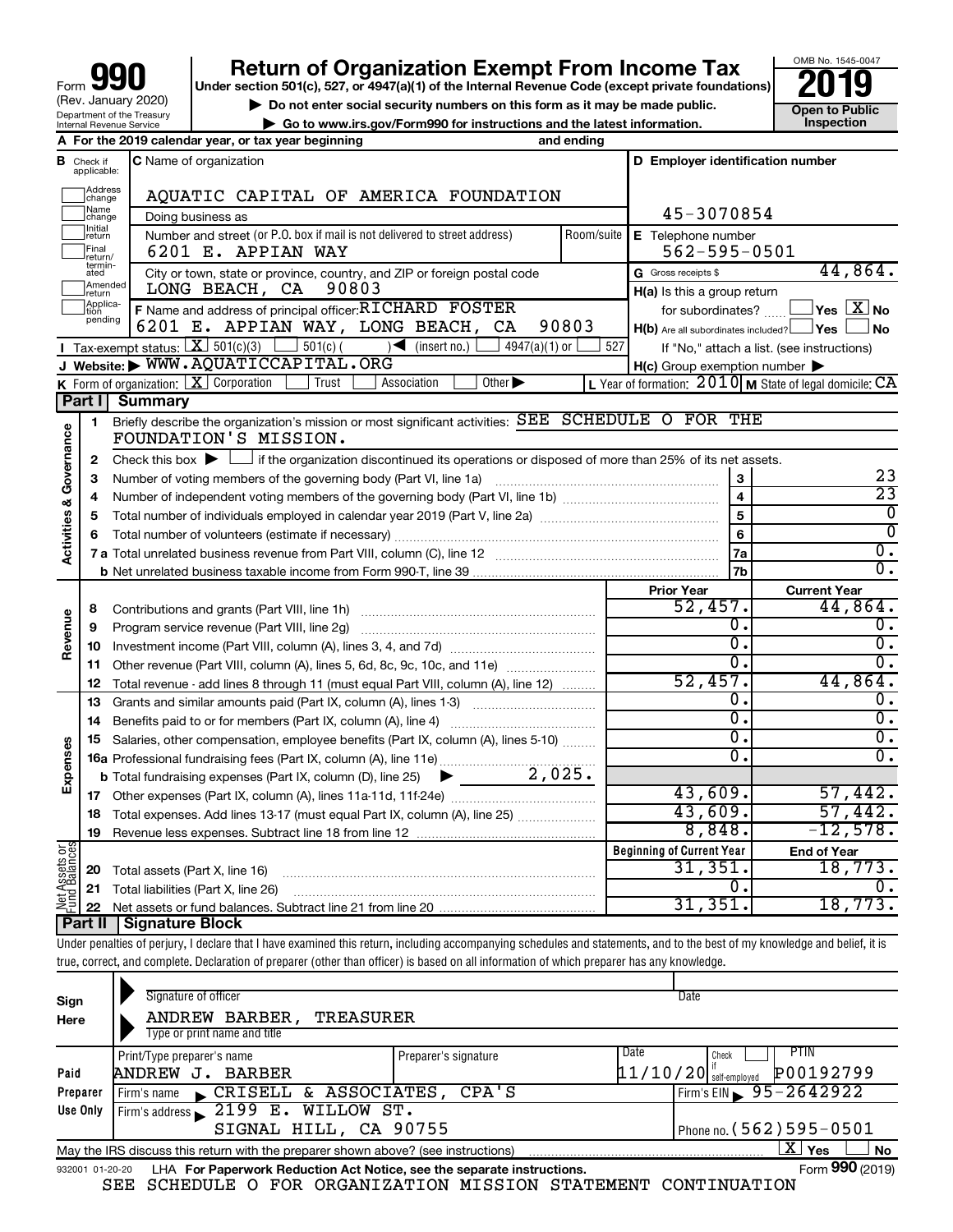# Form 990 — Return of Organization Exempt From Income Tax — 2019

Form **990** (Rev. January 2020)
Department of the Treasury
Internal Revenue Service

**Return of Organization Exempt From Income Tax**

Under section 501(c), 527, or 4947(a)(1) of the Internal Revenue Code (except private foundations)

▶ Do not enter social security numbers on this form as it may be made public.

▶ Go to www.irs.gov/Form990 for instructions and the latest information.

OMB No. 1545-0047

**2019**

**Open to Public Inspection**

**A** For the 2019 calendar year, or tax year beginning and ending

**B** Check if applicable: Address change, Name change, Initial return, Final return/terminated, Amended return, Application pending

**C** Name of organization: AQUATIC CAPITAL OF AMERICA FOUNDATION

Doing business as

Number and street (or P.O. box if mail is not delivered to street address): 6201 E. APPIAN WAY — Room/suite

City or town, state or province, country, and ZIP or foreign postal code: LONG BEACH, CA 90803

**D** Employer identification number: 45-3070854

**E** Telephone number: 562-595-0501

**G** Gross receipts $ 44,864.

**F** Name and address of principal officer: RICHARD FOSTER, 6201 E. APPIAN WAY, LONG BEACH, CA 90803

**H(a)** Is this a group return for subordinates? ☐ Yes ☒ No

**H(b)** Are all subordinates included? ☐ Yes ☐ No — If "No," attach a list. (see instructions)

**H(c)** Group exemption number ▶

**I** Tax-exempt status: ☒ 501(c)(3) ☐ 501(c) ( ) ◀ (insert no.) ☐ 4947(a)(1) or ☐ 527

**J** Website: ▶ WWW.AQUATICCAPITAL.ORG

**K** Form of organization: ☒ Corporation ☐ Trust ☐ Association ☐ Other ▶

**L** Year of formation: 2010 **M** State of legal domicile: CA

## Part I Summary

**Activities & Governance**

1. Briefly describe the organization's mission or most significant activities: SEE SCHEDULE O FOR THE FOUNDATION'S MISSION.
2. Check this box ▶ ☐ if the organization discontinued its operations or disposed of more than 25% of its net assets.

| Line | Description | | Value |
|---|---|---|---|
| 3 | Number of voting members of the governing body (Part VI, line 1a) | 3 | 23 |
| 4 | Number of independent voting members of the governing body (Part VI, line 1b) | 4 | 23 |
| 5 | Total number of individuals employed in calendar year 2019 (Part V, line 2a) | 5 | 0 |
| 6 | Total number of volunteers (estimate if necessary) | 6 | 0 |
| 7a | Total unrelated business revenue from Part VIII, column (C), line 12 | 7a | 0. |
| 7b | Net unrelated business taxable income from Form 990-T, line 39 | 7b | 0. |

| Line | Description | Prior Year | Current Year |
|---|---|---|---|
| **Revenue** | | | |
| 8 | Contributions and grants (Part VIII, line 1h) | 52,457. | 44,864. |
| 9 | Program service revenue (Part VIII, line 2g) | 0. | 0. |
| 10 | Investment income (Part VIII, column (A), lines 3, 4, and 7d) | 0. | 0. |
| 11 | Other revenue (Part VIII, column (A), lines 5, 6d, 8c, 9c, 10c, and 11e) | 0. | 0. |
| 12 | Total revenue - add lines 8 through 11 (must equal Part VIII, column (A), line 12) | 52,457. | 44,864. |
| **Expenses** | | | |
| 13 | Grants and similar amounts paid (Part IX, column (A), lines 1-3) | 0. | 0. |
| 14 | Benefits paid to or for members (Part IX, column (A), line 4) | 0. | 0. |
| 15 | Salaries, other compensation, employee benefits (Part IX, column (A), lines 5-10) | 0. | 0. |
| 16a | Professional fundraising fees (Part IX, column (A), line 11e) | 0. | 0. |
| b | Total fundraising expenses (Part IX, column (D), line 25) ▶ 2,025. | | |
| 17 | Other expenses (Part IX, column (A), lines 11a-11d, 11f-24e) | 43,609. | 57,442. |
| 18 | Total expenses. Add lines 13-17 (must equal Part IX, column (A), line 25) | 43,609. | 57,442. |
| 19 | Revenue less expenses. Subtract line 18 from line 12 | 8,848. | -12,578. |

| Line | Net Assets or Fund Balances | Beginning of Current Year | End of Year |
|---|---|---|---|
| 20 | Total assets (Part X, line 16) | 31,351. | 18,773. |
| 21 | Total liabilities (Part X, line 26) | 0. | 0. |
| 22 | Net assets or fund balances. Subtract line 21 from line 20 | 31,351. | 18,773. |

## Part II Signature Block

Under penalties of perjury, I declare that I have examined this return, including accompanying schedules and statements, and to the best of my knowledge and belief, it is true, correct, and complete. Declaration of preparer (other than officer) is based on all information of which preparer has any knowledge.

**Sign Here**

Signature of officer — Date

ANDREW BARBER, TREASURER
Type or print name and title

**Paid Preparer Use Only**

| Print/Type preparer's name | Preparer's signature | Date | Check ☐ if self-employed | PTIN |
|---|---|---|---|---|
| ANDREW J. BARBER | | 11/10/20 | | P00192799 |

Firm's name ▶ CRISELL & ASSOCIATES, CPA'S — Firm's EIN ▶ 95-2642922

Firm's address ▶ 2199 E. WILLOW ST., SIGNAL HILL, CA 90755 — Phone no. (562)595-0501

May the IRS discuss this return with the preparer shown above? (see instructions) ☒ Yes ☐ No

932001 01-20-20 LHA For Paperwork Reduction Act Notice, see the separate instructions. Form **990** (2019)

SEE SCHEDULE O FOR ORGANIZATION MISSION STATEMENT CONTINUATION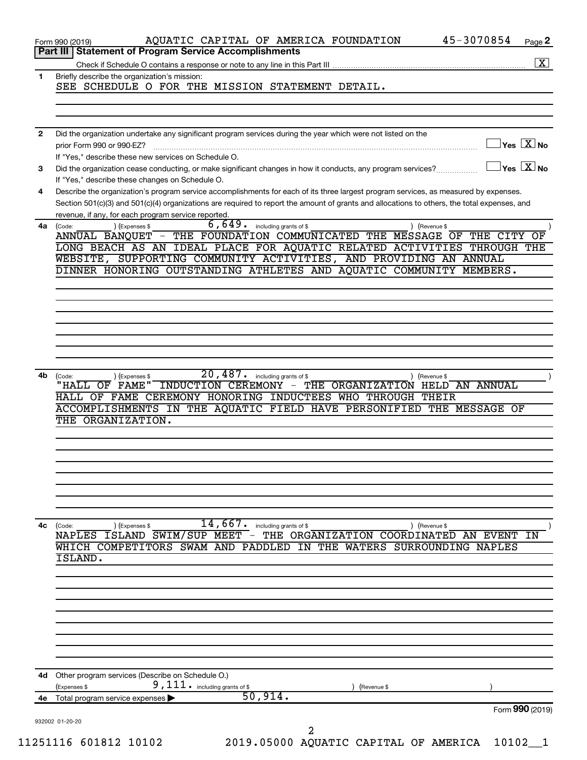Form 990 (2019) AQUATIC CAPITAL OF AMERICA FOUNDATION 45-3070854 Page 2

## Part III | Statement of Program Service Accomplishments

Check if Schedule O contains a response or note to any line in this Part III [X]

**1** Briefly describe the organization's mission:

SEE SCHEDULE O FOR THE MISSION STATEMENT DETAIL.

**2** Did the organization undertake any significant program services during the year which were not listed on the prior Form 990 or 990-EZ? [ ] Yes [X] No

If "Yes," describe these new services on Schedule O.

**3** Did the organization cease conducting, or make significant changes in how it conducts, any program services? [ ] Yes [X] No

If "Yes," describe these changes on Schedule O.

**4** Describe the organization's program service accomplishments for each of its three largest program services, as measured by expenses. Section 501(c)(3) and 501(c)(4) organizations are required to report the amount of grants and allocations to others, the total expenses, and revenue, if any, for each program service reported.

**4a** (Code: ) (Expenses $ 6,649. including grants of $ ) (Revenue $ )

ANNUAL BANQUET - THE FOUNDATION COMMUNICATED THE MESSAGE OF THE CITY OF LONG BEACH AS AN IDEAL PLACE FOR AQUATIC RELATED ACTIVITIES THROUGH THE WEBSITE, SUPPORTING COMMUNITY ACTIVITIES, AND PROVIDING AN ANNUAL DINNER HONORING OUTSTANDING ATHLETES AND AQUATIC COMMUNITY MEMBERS.

**4b** (Code: ) (Expenses $ 20,487. including grants of $ ) (Revenue $ )

"HALL OF FAME" INDUCTION CEREMONY - THE ORGANIZATION HELD AN ANNUAL HALL OF FAME CEREMONY HONORING INDUCTEES WHO THROUGH THEIR ACCOMPLISHMENTS IN THE AQUATIC FIELD HAVE PERSONIFIED THE MESSAGE OF THE ORGANIZATION.

**4c** (Code: ) (Expenses $ 14,667. including grants of $ ) (Revenue $ )

NAPLES ISLAND SWIM/SUP MEET - THE ORGANIZATION COORDINATED AN EVENT IN WHICH COMPETITORS SWAM AND PADDLED IN THE WATERS SURROUNDING NAPLES ISLAND.

**4d** Other program services (Describe on Schedule O.)

(Expenses $ 9,111. including grants of $ ) (Revenue $ )

**4e** Total program service expenses ▶ 50,914.

932002 01-20-20

Form **990** (2019)

11251116 601812 10102 2019.05000 AQUATIC CAPITAL OF AMERICA 10102__1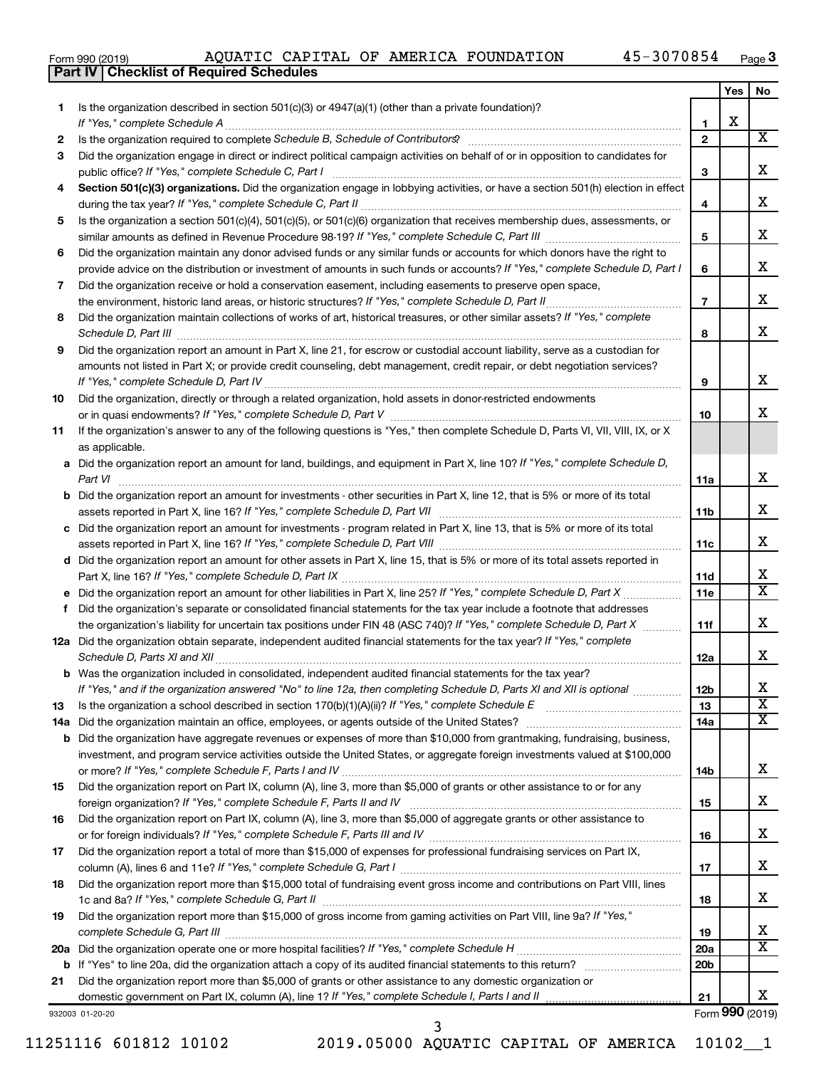Form 990 (2019) AQUATIC CAPITAL OF AMERICA FOUNDATION 45-3070854 Page 3

## Part IV | Checklist of Required Schedules

| | | | Yes | No |
|---|---|---|---|---|
| 1 | Is the organization described in section 501(c)(3) or 4947(a)(1) (other than a private foundation)? *If "Yes," complete Schedule A* | 1 | X | |
| 2 | Is the organization required to complete *Schedule B, Schedule of Contributors*? | 2 | | X |
| 3 | Did the organization engage in direct or indirect political campaign activities on behalf of or in opposition to candidates for public office? *If "Yes," complete Schedule C, Part I* | 3 | | X |
| 4 | **Section 501(c)(3) organizations.** Did the organization engage in lobbying activities, or have a section 501(h) election in effect during the tax year? *If "Yes," complete Schedule C, Part II* | 4 | | X |
| 5 | Is the organization a section 501(c)(4), 501(c)(5), or 501(c)(6) organization that receives membership dues, assessments, or similar amounts as defined in Revenue Procedure 98-19? *If "Yes," complete Schedule C, Part III* | 5 | | X |
| 6 | Did the organization maintain any donor advised funds or any similar funds or accounts for which donors have the right to provide advice on the distribution or investment of amounts in such funds or accounts? *If "Yes," complete Schedule D, Part I* | 6 | | X |
| 7 | Did the organization receive or hold a conservation easement, including easements to preserve open space, the environment, historic land areas, or historic structures? *If "Yes," complete Schedule D, Part II* | 7 | | X |
| 8 | Did the organization maintain collections of works of art, historical treasures, or other similar assets? *If "Yes," complete Schedule D, Part III* | 8 | | X |
| 9 | Did the organization report an amount in Part X, line 21, for escrow or custodial account liability, serve as a custodian for amounts not listed in Part X; or provide credit counseling, debt management, credit repair, or debt negotiation services? *If "Yes," complete Schedule D, Part IV* | 9 | | X |
| 10 | Did the organization, directly or through a related organization, hold assets in donor-restricted endowments or in quasi endowments? *If "Yes," complete Schedule D, Part V* | 10 | | X |
| 11 | If the organization's answer to any of the following questions is "Yes," then complete Schedule D, Parts VI, VII, VIII, IX, or X as applicable. | | | |
| a | Did the organization report an amount for land, buildings, and equipment in Part X, line 10? *If "Yes," complete Schedule D, Part VI* | 11a | | X |
| b | Did the organization report an amount for investments - other securities in Part X, line 12, that is 5% or more of its total assets reported in Part X, line 16? *If "Yes," complete Schedule D, Part VII* | 11b | | X |
| c | Did the organization report an amount for investments - program related in Part X, line 13, that is 5% or more of its total assets reported in Part X, line 16? *If "Yes," complete Schedule D, Part VIII* | 11c | | X |
| d | Did the organization report an amount for other assets in Part X, line 15, that is 5% or more of its total assets reported in Part X, line 16? *If "Yes," complete Schedule D, Part IX* | 11d | | X |
| e | Did the organization report an amount for other liabilities in Part X, line 25? *If "Yes," complete Schedule D, Part X* | 11e | | X |
| f | Did the organization's separate or consolidated financial statements for the tax year include a footnote that addresses the organization's liability for uncertain tax positions under FIN 48 (ASC 740)? *If "Yes," complete Schedule D, Part X* | 11f | | X |
| 12a | Did the organization obtain separate, independent audited financial statements for the tax year? *If "Yes," complete Schedule D, Parts XI and XII* | 12a | | X |
| b | Was the organization included in consolidated, independent audited financial statements for the tax year? *If "Yes," and if the organization answered "No" to line 12a, then completing Schedule D, Parts XI and XII is optional* | 12b | | X |
| 13 | Is the organization a school described in section 170(b)(1)(A)(ii)? *If "Yes," complete Schedule E* | 13 | | X |
| 14a | Did the organization maintain an office, employees, or agents outside of the United States? | 14a | | X |
| b | Did the organization have aggregate revenues or expenses of more than $10,000 from grantmaking, fundraising, business, investment, and program service activities outside the United States, or aggregate foreign investments valued at $100,000 or more? *If "Yes," complete Schedule F, Parts I and IV* | 14b | | X |
| 15 | Did the organization report on Part IX, column (A), line 3, more than $5,000 of grants or other assistance to or for any foreign organization? *If "Yes," complete Schedule F, Parts II and IV* | 15 | | X |
| 16 | Did the organization report on Part IX, column (A), line 3, more than $5,000 of aggregate grants or other assistance to or for foreign individuals? *If "Yes," complete Schedule F, Parts III and IV* | 16 | | X |
| 17 | Did the organization report a total of more than $15,000 of expenses for professional fundraising services on Part IX, column (A), lines 6 and 11e? *If "Yes," complete Schedule G, Part I* | 17 | | X |
| 18 | Did the organization report more than $15,000 total of fundraising event gross income and contributions on Part VIII, lines 1c and 8a? *If "Yes," complete Schedule G, Part II* | 18 | | X |
| 19 | Did the organization report more than $15,000 of gross income from gaming activities on Part VIII, line 9a? *If "Yes," complete Schedule G, Part III* | 19 | | X |
| 20a | Did the organization operate one or more hospital facilities? *If "Yes," complete Schedule H* | 20a | | X |
| b | If "Yes" to line 20a, did the organization attach a copy of its audited financial statements to this return? | 20b | | |
| 21 | Did the organization report more than $5,000 of grants or other assistance to any domestic organization or domestic government on Part IX, column (A), line 1? *If "Yes," complete Schedule I, Parts I and II* | 21 | | X |

932003 01-20-20

Form **990** (2019)

11251116 601812 10102 2019.05000 AQUATIC CAPITAL OF AMERICA 10102__1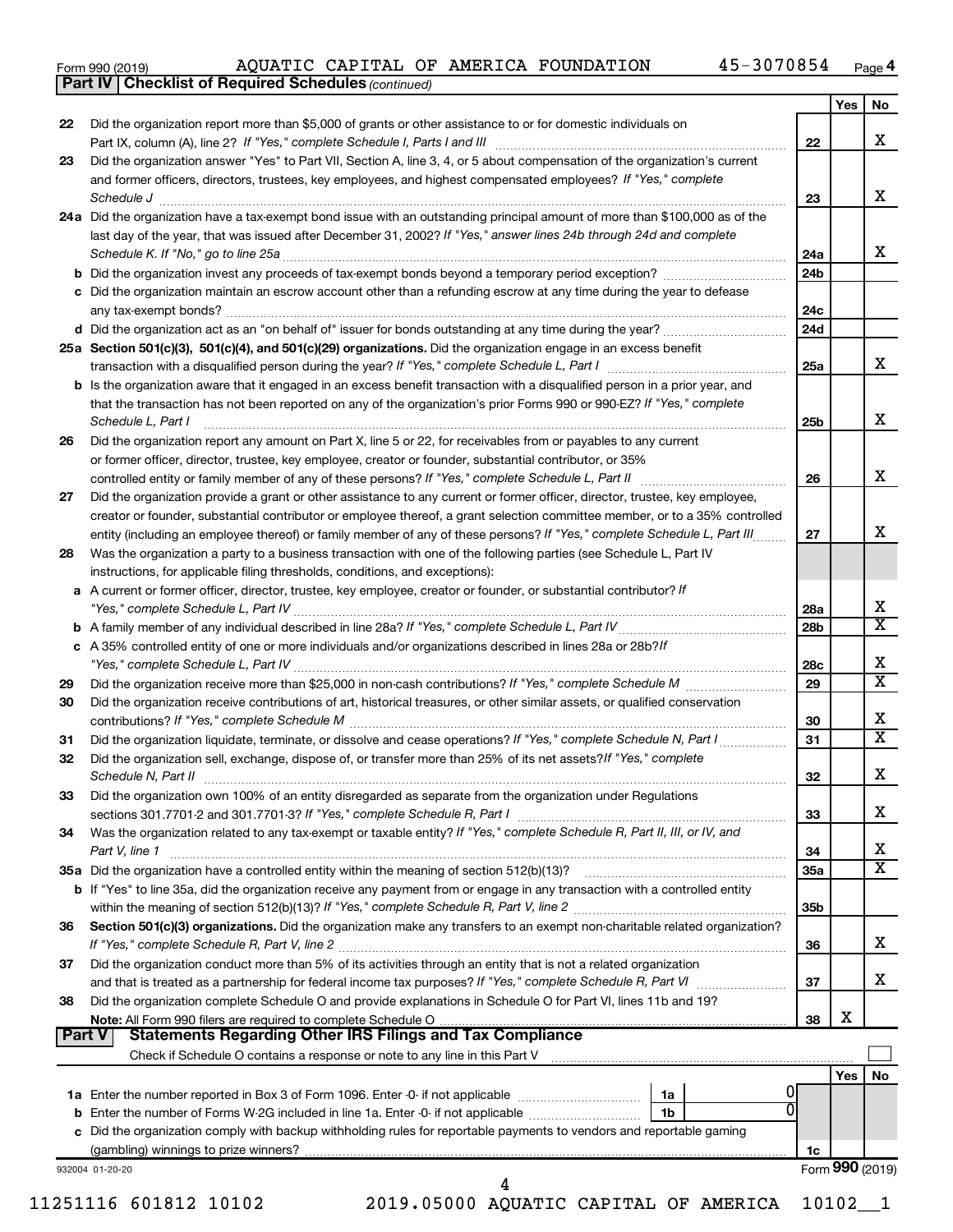Form 990 (2019) AQUATIC CAPITAL OF AMERICA FOUNDATION 45-3070854 Page 4

**Part IV | Checklist of Required Schedules** *(continued)*

| | | | Yes | No |
|---|---|---|---|---|
| 22 | Did the organization report more than $5,000 of grants or other assistance to or for domestic individuals on Part IX, column (A), line 2? *If "Yes," complete Schedule I, Parts I and III* | 22 | | X |
| 23 | Did the organization answer "Yes" to Part VII, Section A, line 3, 4, or 5 about compensation of the organization's current and former officers, directors, trustees, key employees, and highest compensated employees? *If "Yes," complete Schedule J* | 23 | | X |
| 24a | Did the organization have a tax-exempt bond issue with an outstanding principal amount of more than $100,000 as of the last day of the year, that was issued after December 31, 2002? *If "Yes," answer lines 24b through 24d and complete Schedule K. If "No," go to line 25a* | 24a | | X |
| b | Did the organization invest any proceeds of tax-exempt bonds beyond a temporary period exception? | 24b | | |
| c | Did the organization maintain an escrow account other than a refunding escrow at any time during the year to defease any tax-exempt bonds? | 24c | | |
| d | Did the organization act as an "on behalf of" issuer for bonds outstanding at any time during the year? | 24d | | |
| 25a | **Section 501(c)(3), 501(c)(4), and 501(c)(29) organizations.** Did the organization engage in an excess benefit transaction with a disqualified person during the year? *If "Yes," complete Schedule L, Part I* | 25a | | X |
| b | Is the organization aware that it engaged in an excess benefit transaction with a disqualified person in a prior year, and that the transaction has not been reported on any of the organization's prior Forms 990 or 990-EZ? *If "Yes," complete Schedule L, Part I* | 25b | | X |
| 26 | Did the organization report any amount on Part X, line 5 or 22, for receivables from or payables to any current or former officer, director, trustee, key employee, creator or founder, substantial contributor, or 35% controlled entity or family member of any of these persons? *If "Yes," complete Schedule L, Part II* | 26 | | X |
| 27 | Did the organization provide a grant or other assistance to any current or former officer, director, trustee, key employee, creator or founder, substantial contributor or employee thereof, a grant selection committee member, or to a 35% controlled entity (including an employee thereof) or family member of any of these persons? *If "Yes," complete Schedule L, Part III* | 27 | | X |
| 28 | Was the organization a party to a business transaction with one of the following parties (see Schedule L, Part IV instructions, for applicable filing thresholds, conditions, and exceptions): | | | |
| a | A current or former officer, director, trustee, key employee, creator or founder, or substantial contributor? *If "Yes," complete Schedule L, Part IV* | 28a | | X |
| b | A family member of any individual described in line 28a? *If "Yes," complete Schedule L, Part IV* | 28b | | X |
| c | A 35% controlled entity of one or more individuals and/or organizations described in lines 28a or 28b? *If "Yes," complete Schedule L, Part IV* | 28c | | X |
| 29 | Did the organization receive more than $25,000 in non-cash contributions? *If "Yes," complete Schedule M* | 29 | | X |
| 30 | Did the organization receive contributions of art, historical treasures, or other similar assets, or qualified conservation contributions? *If "Yes," complete Schedule M* | 30 | | X |
| 31 | Did the organization liquidate, terminate, or dissolve and cease operations? *If "Yes," complete Schedule N, Part I* | 31 | | X |
| 32 | Did the organization sell, exchange, dispose of, or transfer more than 25% of its net assets? *If "Yes," complete Schedule N, Part II* | 32 | | X |
| 33 | Did the organization own 100% of an entity disregarded as separate from the organization under Regulations sections 301.7701-2 and 301.7701-3? *If "Yes," complete Schedule R, Part I* | 33 | | X |
| 34 | Was the organization related to any tax-exempt or taxable entity? *If "Yes," complete Schedule R, Part II, III, or IV, and Part V, line 1* | 34 | | X |
| 35a | Did the organization have a controlled entity within the meaning of section 512(b)(13)? | 35a | | X |
| b | If "Yes" to line 35a, did the organization receive any payment from or engage in any transaction with a controlled entity within the meaning of section 512(b)(13)? *If "Yes," complete Schedule R, Part V, line 2* | 35b | | |
| 36 | **Section 501(c)(3) organizations.** Did the organization make any transfers to an exempt non-charitable related organization? *If "Yes," complete Schedule R, Part V, line 2* | 36 | | X |
| 37 | Did the organization conduct more than 5% of its activities through an entity that is not a related organization and that is treated as a partnership for federal income tax purposes? *If "Yes," complete Schedule R, Part VI* | 37 | | X |
| 38 | Did the organization complete Schedule O and provide explanations in Schedule O for Part VI, lines 11b and 19? **Note:** All Form 990 filers are required to complete Schedule O | 38 | X | |

**Part V | Statements Regarding Other IRS Filings and Tax Compliance**

Check if Schedule O contains a response or note to any line in this Part V ☐

| | | | | | Yes | No |
|---|---|---|---|---|---|---|
| 1a | Enter the number reported in Box 3 of Form 1096. Enter -0- if not applicable | 1a | 0 | | | |
| b | Enter the number of Forms W-2G included in line 1a. Enter -0- if not applicable | 1b | 0 | | | |
| c | Did the organization comply with backup withholding rules for reportable payments to vendors and reportable gaming (gambling) winnings to prize winners? | | | 1c | | |

932004 01-20-20 Form **990** (2019)

11251116 601812 10102 2019.05000 AQUATIC CAPITAL OF AMERICA 10102__1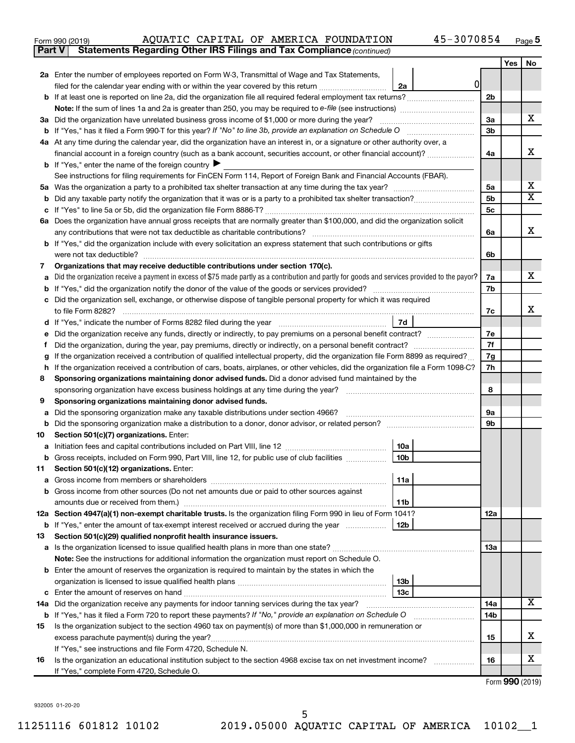Form 990 (2019) AQUATIC CAPITAL OF AMERICA FOUNDATION 45-3070854 Page 5

**Part V** **Statements Regarding Other IRS Filings and Tax Compliance** *(continued)*

| | | | | Yes | No |
|---|---|---|---|---|---|
| **2a** | Enter the number of employees reported on Form W-3, Transmittal of Wage and Tax Statements, filed for the calendar year ending with or within the year covered by this return | 2a | 0 | | |
| **b** | If at least one is reported on line 2a, did the organization file all required federal employment tax returns? | | 2b | | |
| | **Note:** If the sum of lines 1a and 2a is greater than 250, you may be required to *e-file* (see instructions) | | | | |
| **3a** | Did the organization have unrelated business gross income of $1,000 or more during the year? | | 3a | | X |
| **b** | If "Yes," has it filed a Form 990-T for this year? *If "No" to line 3b, provide an explanation on Schedule O* | | 3b | | |
| **4a** | At any time during the calendar year, did the organization have an interest in, or a signature or other authority over, a financial account in a foreign country (such as a bank account, securities account, or other financial account)? | | 4a | | X |
| **b** | If "Yes," enter the name of the foreign country ▶ | | | | |
| | See instructions for filing requirements for FinCEN Form 114, Report of Foreign Bank and Financial Accounts (FBAR). | | | | |
| **5a** | Was the organization a party to a prohibited tax shelter transaction at any time during the tax year? | | 5a | | X |
| **b** | Did any taxable party notify the organization that it was or is a party to a prohibited tax shelter transaction? | | 5b | | X |
| **c** | If "Yes" to line 5a or 5b, did the organization file Form 8886-T? | | 5c | | |
| **6a** | Does the organization have annual gross receipts that are normally greater than $100,000, and did the organization solicit any contributions that were not tax deductible as charitable contributions? | | 6a | | X |
| **b** | If "Yes," did the organization include with every solicitation an express statement that such contributions or gifts were not tax deductible? | | 6b | | |
| **7** | **Organizations that may receive deductible contributions under section 170(c).** | | | | |
| **a** | Did the organization receive a payment in excess of $75 made partly as a contribution and partly for goods and services provided to the payor? | | 7a | | X |
| **b** | If "Yes," did the organization notify the donor of the value of the goods or services provided? | | 7b | | |
| **c** | Did the organization sell, exchange, or otherwise dispose of tangible personal property for which it was required to file Form 8282? | | 7c | | X |
| **d** | If "Yes," indicate the number of Forms 8282 filed during the year | 7d | | | |
| **e** | Did the organization receive any funds, directly or indirectly, to pay premiums on a personal benefit contract? | | 7e | | |
| **f** | Did the organization, during the year, pay premiums, directly or indirectly, on a personal benefit contract? | | 7f | | |
| **g** | If the organization received a contribution of qualified intellectual property, did the organization file Form 8899 as required? | | 7g | | |
| **h** | If the organization received a contribution of cars, boats, airplanes, or other vehicles, did the organization file a Form 1098-C? | | 7h | | |
| **8** | **Sponsoring organizations maintaining donor advised funds.** Did a donor advised fund maintained by the sponsoring organization have excess business holdings at any time during the year? | | 8 | | |
| **9** | **Sponsoring organizations maintaining donor advised funds.** | | | | |
| **a** | Did the sponsoring organization make any taxable distributions under section 4966? | | 9a | | |
| **b** | Did the sponsoring organization make a distribution to a donor, donor advisor, or related person? | | 9b | | |
| **10** | **Section 501(c)(7) organizations.** Enter: | | | | |
| **a** | Initiation fees and capital contributions included on Part VIII, line 12 | 10a | | | |
| **b** | Gross receipts, included on Form 990, Part VIII, line 12, for public use of club facilities | 10b | | | |
| **11** | **Section 501(c)(12) organizations.** Enter: | | | | |
| **a** | Gross income from members or shareholders | 11a | | | |
| **b** | Gross income from other sources (Do not net amounts due or paid to other sources against amounts due or received from them.) | 11b | | | |
| **12a** | **Section 4947(a)(1) non-exempt charitable trusts.** Is the organization filing Form 990 in lieu of Form 1041? | | 12a | | |
| **b** | If "Yes," enter the amount of tax-exempt interest received or accrued during the year | 12b | | | |
| **13** | **Section 501(c)(29) qualified nonprofit health insurance issuers.** | | | | |
| **a** | Is the organization licensed to issue qualified health plans in more than one state? | | 13a | | |
| | **Note:** See the instructions for additional information the organization must report on Schedule O. | | | | |
| **b** | Enter the amount of reserves the organization is required to maintain by the states in which the organization is licensed to issue qualified health plans | 13b | | | |
| **c** | Enter the amount of reserves on hand | 13c | | | |
| **14a** | Did the organization receive any payments for indoor tanning services during the tax year? | | 14a | | X |
| **b** | If "Yes," has it filed a Form 720 to report these payments? *If "No," provide an explanation on Schedule O* | | 14b | | |
| **15** | Is the organization subject to the section 4960 tax on payment(s) of more than $1,000,000 in remuneration or excess parachute payment(s) during the year? | | 15 | | X |
| | If "Yes," see instructions and file Form 4720, Schedule N. | | | | |
| **16** | Is the organization an educational institution subject to the section 4968 excise tax on net investment income? | | 16 | | X |
| | If "Yes," complete Form 4720, Schedule O. | | | | |

Form **990** (2019)

932005 01-20-20

11251116 601812 10102 2019.05000 AQUATIC CAPITAL OF AMERICA 10102__1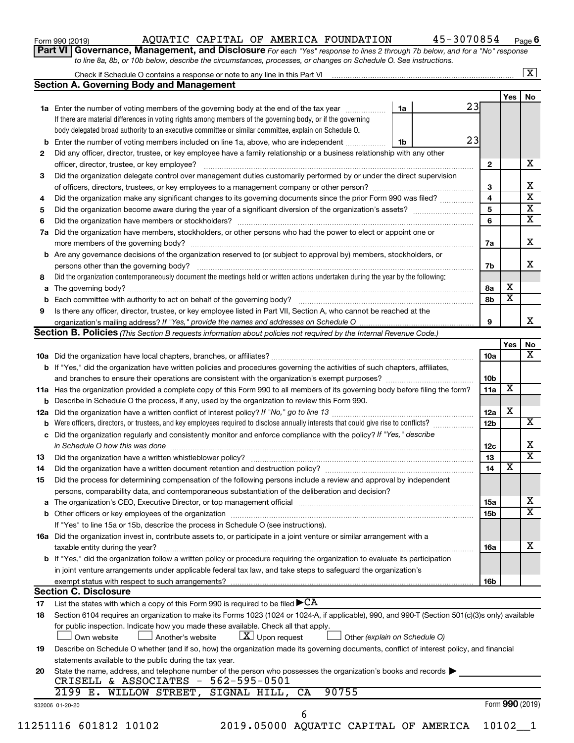Form 990 (2019) AQUATIC CAPITAL OF AMERICA FOUNDATION 45-3070854 Page 6

**Part VI Governance, Management, and Disclosure** *For each "Yes" response to lines 2 through 7b below, and for a "No" response to line 8a, 8b, or 10b below, describe the circumstances, processes, or changes on Schedule O. See instructions.*

Check if Schedule O contains a response or note to any line in this Part VI ..... [X]

## Section A. Governing Body and Management

| | | | | Yes | No |
|---|---|---|---|---|---|
| **1a** | Enter the number of voting members of the governing body at the end of the tax year ..... **1a** 23 | | | | |
| | If there are material differences in voting rights among members of the governing body, or if the governing body delegated broad authority to an executive committee or similar committee, explain on Schedule O. | | | | |
| **b** | Enter the number of voting members included on line 1a, above, who are independent ..... **1b** 23 | | | | |
| **2** | Did any officer, director, trustee, or key employee have a family relationship or a business relationship with any other officer, director, trustee, or key employee? | **2** | | | X |
| **3** | Did the organization delegate control over management duties customarily performed by or under the direct supervision of officers, directors, trustees, or key employees to a management company or other person? | **3** | | | X |
| **4** | Did the organization make any significant changes to its governing documents since the prior Form 990 was filed? | **4** | | | X |
| **5** | Did the organization become aware during the year of a significant diversion of the organization's assets? | **5** | | | X |
| **6** | Did the organization have members or stockholders? | **6** | | | X |
| **7a** | Did the organization have members, stockholders, or other persons who had the power to elect or appoint one or more members of the governing body? | **7a** | | | X |
| **b** | Are any governance decisions of the organization reserved to (or subject to approval by) members, stockholders, or persons other than the governing body? | **7b** | | | X |
| **8** | Did the organization contemporaneously document the meetings held or written actions undertaken during the year by the following: | | | | |
| **a** | The governing body? | **8a** | | X | |
| **b** | Each committee with authority to act on behalf of the governing body? | **8b** | | X | |
| **9** | Is there any officer, director, trustee, or key employee listed in Part VII, Section A, who cannot be reached at the organization's mailing address? *If "Yes," provide the names and addresses on Schedule O* | **9** | | | X |

## Section B. Policies *(This Section B requests information about policies not required by the Internal Revenue Code.)*

| | | | Yes | No |
|---|---|---|---|---|
| **10a** | Did the organization have local chapters, branches, or affiliates? | **10a** | | X |
| **b** | If "Yes," did the organization have written policies and procedures governing the activities of such chapters, affiliates, and branches to ensure their operations are consistent with the organization's exempt purposes? | **10b** | | |
| **11a** | Has the organization provided a complete copy of this Form 990 to all members of its governing body before filing the form? | **11a** | X | |
| **b** | Describe in Schedule O the process, if any, used by the organization to review this Form 990. | | | |
| **12a** | Did the organization have a written conflict of interest policy? *If "No," go to line 13* | **12a** | X | |
| **b** | Were officers, directors, or trustees, and key employees required to disclose annually interests that could give rise to conflicts? | **12b** | | X |
| **c** | Did the organization regularly and consistently monitor and enforce compliance with the policy? *If "Yes," describe in Schedule O how this was done* | **12c** | | X |
| **13** | Did the organization have a written whistleblower policy? | **13** | | X |
| **14** | Did the organization have a written document retention and destruction policy? | **14** | X | |
| **15** | Did the process for determining compensation of the following persons include a review and approval by independent persons, comparability data, and contemporaneous substantiation of the deliberation and decision? | | | |
| **a** | The organization's CEO, Executive Director, or top management official | **15a** | | X |
| **b** | Other officers or key employees of the organization | **15b** | | X |
| | If "Yes" to line 15a or 15b, describe the process in Schedule O (see instructions). | | | |
| **16a** | Did the organization invest in, contribute assets to, or participate in a joint venture or similar arrangement with a taxable entity during the year? | **16a** | | X |
| **b** | If "Yes," did the organization follow a written policy or procedure requiring the organization to evaluate its participation in joint venture arrangements under applicable federal tax law, and take steps to safeguard the organization's exempt status with respect to such arrangements? | **16b** | | |

## Section C. Disclosure

**17** List the states with which a copy of this Form 990 is required to be filed ▶ CA

**18** Section 6104 requires an organization to make its Forms 1023 (1024 or 1024-A, if applicable), 990, and 990-T (Section 501(c)(3)s only) available for public inspection. Indicate how you made these available. Check all that apply.

[ ] Own website [ ] Another's website [X] Upon request [ ] Other *(explain on Schedule O)*

**19** Describe on Schedule O whether (and if so, how) the organization made its governing documents, conflict of interest policy, and financial statements available to the public during the tax year.

**20** State the name, address, and telephone number of the person who possesses the organization's books and records ▶

CRISELL & ASSOCIATES - 562-595-0501
2199 E. WILLOW STREET, SIGNAL HILL, CA 90755

932006 01-20-20 Form **990** (2019)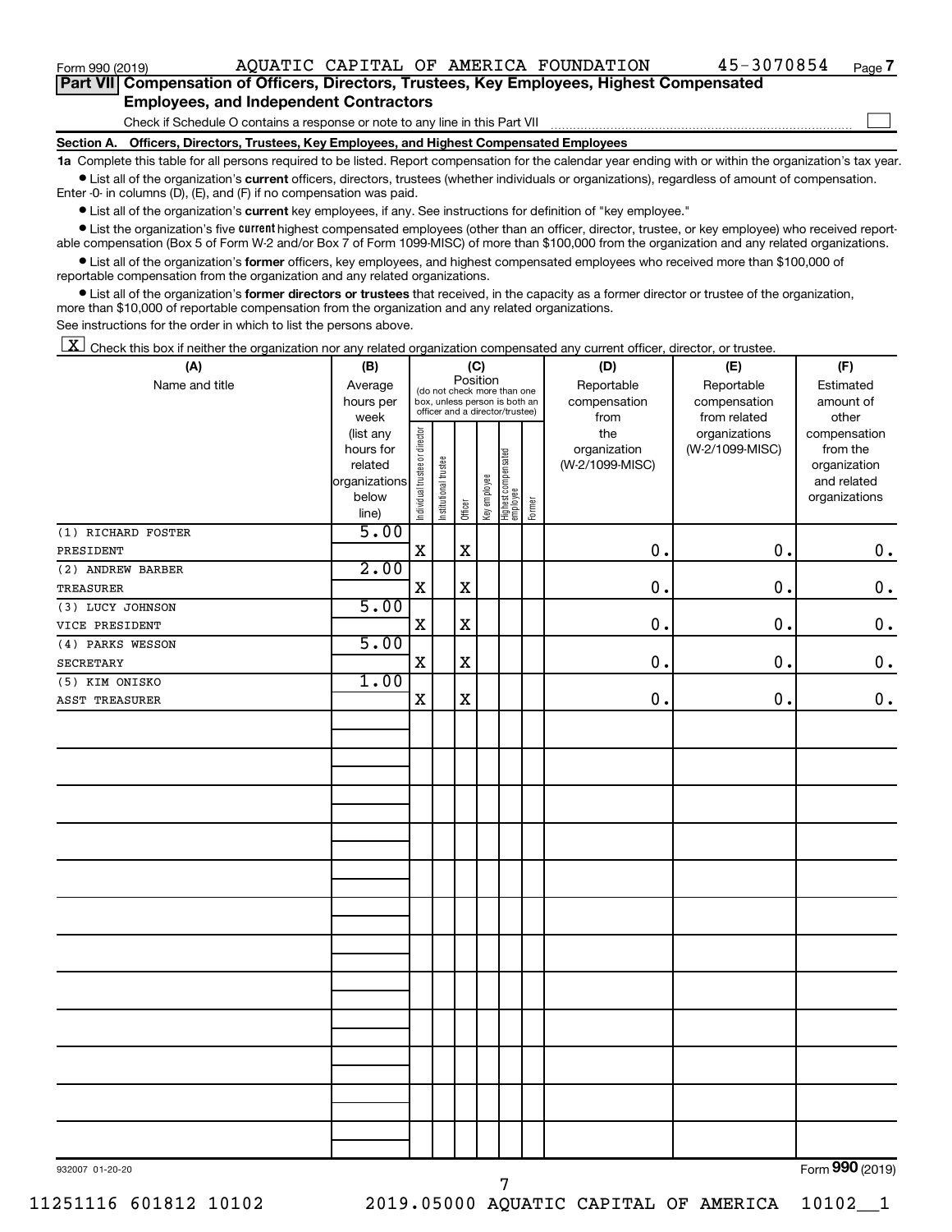Form 990 (2019) AQUATIC CAPITAL OF AMERICA FOUNDATION 45-3070854

## Part VII Compensation of Officers, Directors, Trustees, Key Employees, Highest Compensated Employees, and Independent Contractors

Check if Schedule O contains a response or note to any line in this Part VII ☐

### Section A. Officers, Directors, Trustees, Key Employees, and Highest Compensated Employees

**1a** Complete this table for all persons required to be listed. Report compensation for the calendar year ending with or within the organization's tax year.

- List all of the organization's **current** officers, directors, trustees (whether individuals or organizations), regardless of amount of compensation. Enter -0- in columns (D), (E), and (F) if no compensation was paid.
- List all of the organization's **current** key employees, if any. See instructions for definition of "key employee."
- List the organization's five **current** highest compensated employees (other than an officer, director, trustee, or key employee) who received reportable compensation (Box 5 of Form W-2 and/or Box 7 of Form 1099-MISC) of more than $100,000 from the organization and any related organizations.
- List all of the organization's **former** officers, key employees, and highest compensated employees who received more than $100,000 of reportable compensation from the organization and any related organizations.
- List all of the organization's **former directors or trustees** that received, in the capacity as a former director or trustee of the organization, more than $10,000 of reportable compensation from the organization and any related organizations.

See instructions for the order in which to list the persons above.

☒ Check this box if neither the organization nor any related organization compensated any current officer, director, or trustee.

| (A) Name and title | (B) Average hours per week (list any hours for related organizations below line) | (C) Position: Individual trustee or director | Institutional trustee | Officer | Key employee | Highest compensated employee | Former | (D) Reportable compensation from the organization (W-2/1099-MISC) | (E) Reportable compensation from related organizations (W-2/1099-MISC) | (F) Estimated amount of other compensation from the organization and related organizations |
|---|---|---|---|---|---|---|---|---|---|---|
| (1) RICHARD FOSTER<br>PRESIDENT | 5.00 | X | | X | | | | 0. | 0. | 0. |
| (2) ANDREW BARBER<br>TREASURER | 2.00 | X | | X | | | | 0. | 0. | 0. |
| (3) LUCY JOHNSON<br>VICE PRESIDENT | 5.00 | X | | X | | | | 0. | 0. | 0. |
| (4) PARKS WESSON<br>SECRETARY | 5.00 | X | | X | | | | 0. | 0. | 0. |
| (5) KIM ONISKO<br>ASST TREASURER | 1.00 | X | | X | | | | 0. | 0. | 0. |

932007 01-20-20 Form 990 (2019)

11251116 601812 10102 2019.05000 AQUATIC CAPITAL OF AMERICA 10102__1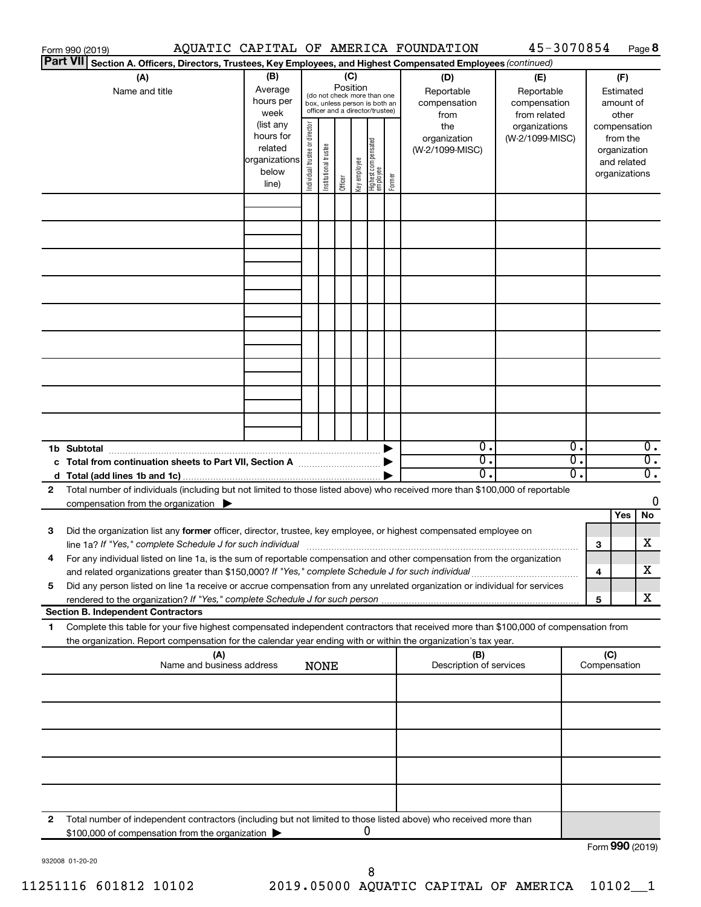Form 990 (2019) AQUATIC CAPITAL OF AMERICA FOUNDATION 45-3070854 Page 8

**Part VII** **Section A. Officers, Directors, Trustees, Key Employees, and Highest Compensated Employees** *(continued)*

| (A) Name and title | (B) Average hours per week (list any hours for related organizations below line) | (C) Position (do not check more than one box, unless person is both an officer and a director/trustee): Individual trustee or director | Institutional trustee | Officer | Key employee | Highest compensated employee | Former | (D) Reportable compensation from the organization (W-2/1099-MISC) | (E) Reportable compensation from related organizations (W-2/1099-MISC) | (F) Estimated amount of other compensation from the organization and related organizations |
|---|---|---|---|---|---|---|---|---|---|---|
| | | | | | | | | | | |
| | | | | | | | | | | |
| | | | | | | | | | | |
| | | | | | | | | | | |
| | | | | | | | | | | |
| | | | | | | | | | | |
| | | | | | | | | | | |
| | | | | | | | | | | |
| | | | | | | | | | | |
| **1b Subtotal** | | | | | | | ▶ | 0. | 0. | 0. |
| **c Total from continuation sheets to Part VII, Section A** | | | | | | | ▶ | 0. | 0. | 0. |
| **d Total (add lines 1b and 1c)** | | | | | | | ▶ | 0. | 0. | 0. |

**2** Total number of individuals (including but not limited to those listed above) who received more than $100,000 of reportable compensation from the organization ▶ 0

| | | | Yes | No |
|---|---|---|---|---|
| **3** | Did the organization list any **former** officer, director, trustee, key employee, or highest compensated employee on line 1a? *If "Yes," complete Schedule J for such individual* | **3** | | X |
| **4** | For any individual listed on line 1a, is the sum of reportable compensation and other compensation from the organization and related organizations greater than $150,000? *If "Yes," complete Schedule J for such individual* | **4** | | X |
| **5** | Did any person listed on line 1a receive or accrue compensation from any unrelated organization or individual for services rendered to the organization? *If "Yes," complete Schedule J for such person* | **5** | | X |

**Section B. Independent Contractors**

**1** Complete this table for your five highest compensated independent contractors that received more than $100,000 of compensation from the organization. Report compensation for the calendar year ending with or within the organization's tax year.

| (A) Name and business address | (B) Description of services | (C) Compensation |
|---|---|---|
| NONE | | |
| | | |
| | | |
| | | |
| | | |
| | | |

**2** Total number of independent contractors (including but not limited to those listed above) who received more than $100,000 of compensation from the organization ▶ 0

Form **990** (2019)

932008 01-20-20

11251116 601812 10102 2019.05000 AQUATIC CAPITAL OF AMERICA 10102__1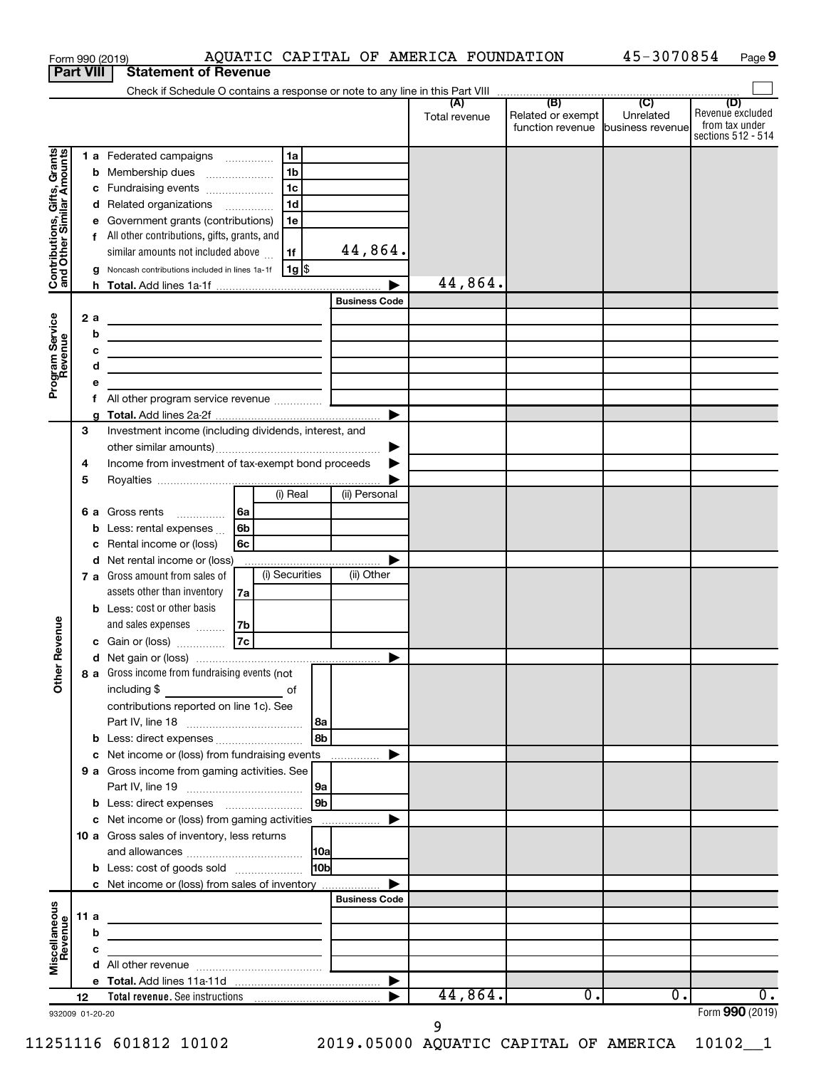Form 990 (2019) AQUATIC CAPITAL OF AMERICA FOUNDATION 45-3070854 Page 9

## Part VIII Statement of Revenue

Check if Schedule O contains a response or note to any line in this Part VIII

| | | | | (A) Total revenue | (B) Related or exempt function revenue | (C) Unrelated business revenue | (D) Revenue excluded from tax under sections 512 - 514 |
|---|---|---|---|---|---|---|---|
| **Contributions, Gifts, Grants and Other Similar Amounts** | 1 a Federated campaigns | 1a | | | | | |
| | b Membership dues | 1b | | | | | |
| | c Fundraising events | 1c | | | | | |
| | d Related organizations | 1d | | | | | |
| | e Government grants (contributions) | 1e | | | | | |
| | f All other contributions, gifts, grants, and similar amounts not included above | 1f | 44,864. | | | | |
| | g Noncash contributions included in lines 1a-1f | 1g $ | | | | | |
| | h Total. Add lines 1a-1f | | | 44,864. | | | |
| **Program Service Revenue** | | | Business Code | | | | |
| | 2 a | | | | | | |
| | b | | | | | | |
| | c | | | | | | |
| | d | | | | | | |
| | e | | | | | | |
| | f All other program service revenue | | | | | | |
| | g Total. Add lines 2a-2f | | | | | | |
| **Other Revenue** | 3 Investment income (including dividends, interest, and other similar amounts) | | | | | | |
| | 4 Income from investment of tax-exempt bond proceeds | | | | | | |
| | 5 Royalties | | | | | | |
| | | (i) Real | (ii) Personal | | | | |
| | 6 a Gross rents 6a | | | | | | |
| | b Less: rental expenses 6b | | | | | | |
| | c Rental income or (loss) 6c | | | | | | |
| | d Net rental income or (loss) | | | | | | |
| | | (i) Securities | (ii) Other | | | | |
| | 7 a Gross amount from sales of assets other than inventory 7a | | | | | | |
| | b Less: cost or other basis and sales expenses 7b | | | | | | |
| | c Gain or (loss) 7c | | | | | | |
| | d Net gain or (loss) | | | | | | |
| | 8 a Gross income from fundraising events (not including $ of contributions reported on line 1c). See Part IV, line 18 | 8a | | | | | |
| | b Less: direct expenses | 8b | | | | | |
| | c Net income or (loss) from fundraising events | | | | | | |
| | 9 a Gross income from gaming activities. See Part IV, line 19 | 9a | | | | | |
| | b Less: direct expenses | 9b | | | | | |
| | c Net income or (loss) from gaming activities | | | | | | |
| | 10 a Gross sales of inventory, less returns and allowances | 10a | | | | | |
| | b Less: cost of goods sold | 10b | | | | | |
| | c Net income or (loss) from sales of inventory | | | | | | |
| **Miscellaneous Revenue** | | | Business Code | | | | |
| | 11 a | | | | | | |
| | b | | | | | | |
| | c | | | | | | |
| | d All other revenue | | | | | | |
| | e Total. Add lines 11a-11d | | | | | | |
| | 12 Total revenue. See instructions | | | 44,864. | 0. | 0. | 0. |

932009 01-20-20

Form 990 (2019)

11251116 601812 10102 2019.05000 AQUATIC CAPITAL OF AMERICA 10102__1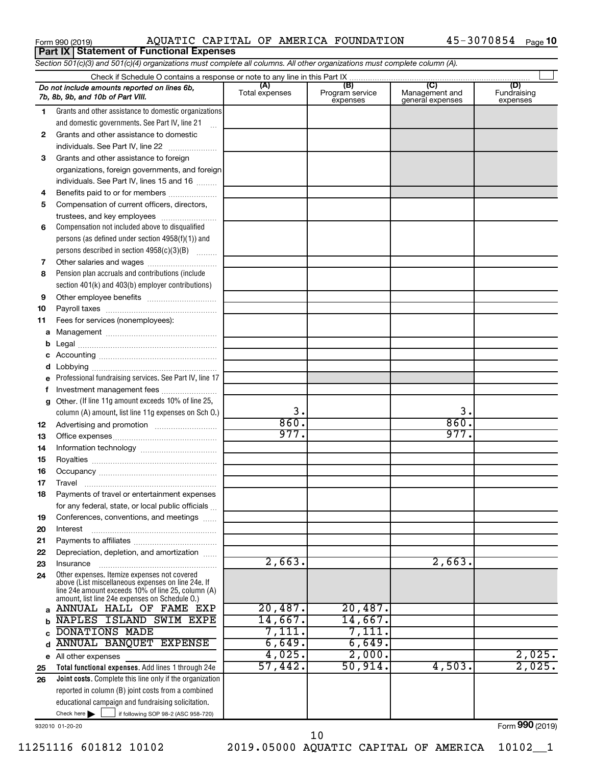Form 990 (2019) AQUATIC CAPITAL OF AMERICA FOUNDATION 45-3070854

## Part IX Statement of Functional Expenses

*Section 501(c)(3) and 501(c)(4) organizations must complete all columns. All other organizations must complete column (A).*

Check if Schedule O contains a response or note to any line in this Part IX

| *Do not include amounts reported on lines 6b, 7b, 8b, 9b, and 10b of Part VIII.* | (A) Total expenses | (B) Program service expenses | (C) Management and general expenses | (D) Fundraising expenses |
|---|---|---|---|---|
| 1 Grants and other assistance to domestic organizations and domestic governments. See Part IV, line 21 | | | | |
| 2 Grants and other assistance to domestic individuals. See Part IV, line 22 | | | | |
| 3 Grants and other assistance to foreign organizations, foreign governments, and foreign individuals. See Part IV, lines 15 and 16 | | | | |
| 4 Benefits paid to or for members | | | | |
| 5 Compensation of current officers, directors, trustees, and key employees | | | | |
| 6 Compensation not included above to disqualified persons (as defined under section 4958(f)(1)) and persons described in section 4958(c)(3)(B) | | | | |
| 7 Other salaries and wages | | | | |
| 8 Pension plan accruals and contributions (include section 401(k) and 403(b) employer contributions) | | | | |
| 9 Other employee benefits | | | | |
| 10 Payroll taxes | | | | |
| 11 Fees for services (nonemployees): | | | | |
| a Management | | | | |
| b Legal | | | | |
| c Accounting | | | | |
| d Lobbying | | | | |
| e Professional fundraising services. See Part IV, line 17 | | | | |
| f Investment management fees | | | | |
| g Other. (If line 11g amount exceeds 10% of line 25, column (A) amount, list line 11g expenses on Sch O.) | 3. | | 3. | |
| 12 Advertising and promotion | 860. | | 860. | |
| 13 Office expenses | 977. | | 977. | |
| 14 Information technology | | | | |
| 15 Royalties | | | | |
| 16 Occupancy | | | | |
| 17 Travel | | | | |
| 18 Payments of travel or entertainment expenses for any federal, state, or local public officials | | | | |
| 19 Conferences, conventions, and meetings | | | | |
| 20 Interest | | | | |
| 21 Payments to affiliates | | | | |
| 22 Depreciation, depletion, and amortization | | | | |
| 23 Insurance | 2,663. | | 2,663. | |
| 24 Other expenses. Itemize expenses not covered above (List miscellaneous expenses on line 24e. If line 24e amount exceeds 10% of line 25, column (A) amount, list line 24e expenses on Schedule O.) | | | | |
| a ANNUAL HALL OF FAME EXP | 20,487. | 20,487. | | |
| b NAPLES ISLAND SWIM EXPE | 14,667. | 14,667. | | |
| c DONATIONS MADE | 7,111. | 7,111. | | |
| d ANNUAL BANQUET EXPENSE | 6,649. | 6,649. | | |
| e All other expenses | 4,025. | 2,000. | | 2,025. |
| 25 **Total functional expenses.** Add lines 1 through 24e | 57,442. | 50,914. | 4,503. | 2,025. |
| 26 **Joint costs.** Complete this line only if the organization reported in column (B) joint costs from a combined educational campaign and fundraising solicitation. Check here ☐ if following SOP 98-2 (ASC 958-720) | | | | |

932010 01-20-20 Form 990 (2019)

11251116 601812 10102 2019.05000 AQUATIC CAPITAL OF AMERICA 10102__1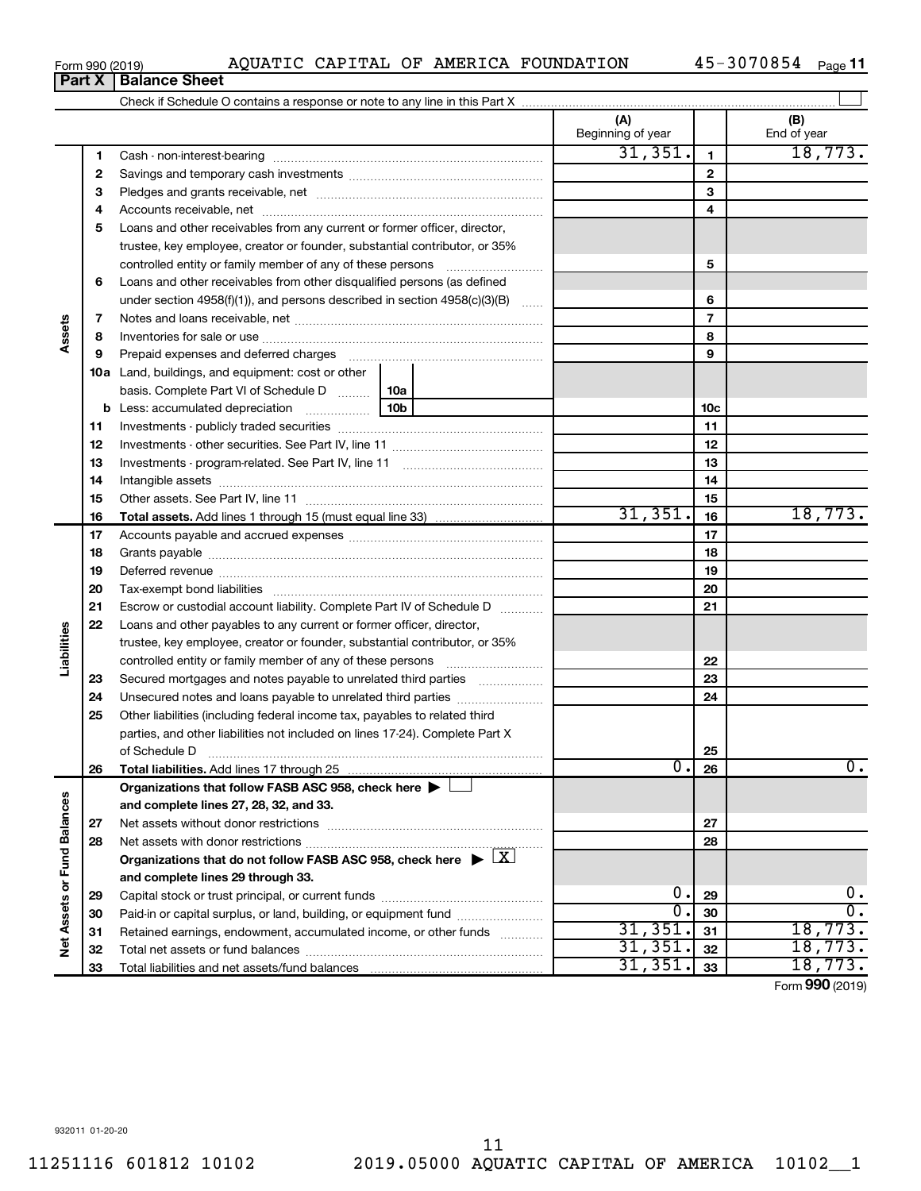Form 990 (2019) AQUATIC CAPITAL OF AMERICA FOUNDATION 45-3070854

## Part X | Balance Sheet

Check if Schedule O contains a response or note to any line in this Part X ☐

| | | | (A) Beginning of year | | (B) End of year |
|---|---|---|---|---|---|
| Assets | 1 | Cash - non-interest-bearing | 31,351. | 1 | 18,773. |
| | 2 | Savings and temporary cash investments | | 2 | |
| | 3 | Pledges and grants receivable, net | | 3 | |
| | 4 | Accounts receivable, net | | 4 | |
| | 5 | Loans and other receivables from any current or former officer, director, trustee, key employee, creator or founder, substantial contributor, or 35% controlled entity or family member of any of these persons | | 5 | |
| | 6 | Loans and other receivables from other disqualified persons (as defined under section 4958(f)(1)), and persons described in section 4958(c)(3)(B) | | 6 | |
| | 7 | Notes and loans receivable, net | | 7 | |
| | 8 | Inventories for sale or use | | 8 | |
| | 9 | Prepaid expenses and deferred charges | | 9 | |
| | 10a | Land, buildings, and equipment: cost or other basis. Complete Part VI of Schedule D — 10a | | | |
| | b | Less: accumulated depreciation — 10b | | 10c | |
| | 11 | Investments - publicly traded securities | | 11 | |
| | 12 | Investments - other securities. See Part IV, line 11 | | 12 | |
| | 13 | Investments - program-related. See Part IV, line 11 | | 13 | |
| | 14 | Intangible assets | | 14 | |
| | 15 | Other assets. See Part IV, line 11 | | 15 | |
| | 16 | **Total assets.** Add lines 1 through 15 (must equal line 33) | 31,351. | 16 | 18,773. |
| Liabilities | 17 | Accounts payable and accrued expenses | | 17 | |
| | 18 | Grants payable | | 18 | |
| | 19 | Deferred revenue | | 19 | |
| | 20 | Tax-exempt bond liabilities | | 20 | |
| | 21 | Escrow or custodial account liability. Complete Part IV of Schedule D | | 21 | |
| | 22 | Loans and other payables to any current or former officer, director, trustee, key employee, creator or founder, substantial contributor, or 35% controlled entity or family member of any of these persons | | 22 | |
| | 23 | Secured mortgages and notes payable to unrelated third parties | | 23 | |
| | 24 | Unsecured notes and loans payable to unrelated third parties | | 24 | |
| | 25 | Other liabilities (including federal income tax, payables to related third parties, and other liabilities not included on lines 17-24). Complete Part X of Schedule D | | 25 | |
| | 26 | **Total liabilities.** Add lines 17 through 25 | 0. | 26 | 0. |
| Net Assets or Fund Balances | | **Organizations that follow FASB ASC 958, check here ▶ ☐ and complete lines 27, 28, 32, and 33.** | | | |
| | 27 | Net assets without donor restrictions | | 27 | |
| | 28 | Net assets with donor restrictions | | 28 | |
| | | **Organizations that do not follow FASB ASC 958, check here ▶ ☒ and complete lines 29 through 33.** | | | |
| | 29 | Capital stock or trust principal, or current funds | 0. | 29 | 0. |
| | 30 | Paid-in or capital surplus, or land, building, or equipment fund | 0. | 30 | 0. |
| | 31 | Retained earnings, endowment, accumulated income, or other funds | 31,351. | 31 | 18,773. |
| | 32 | Total net assets or fund balances | 31,351. | 32 | 18,773. |
| | 33 | Total liabilities and net assets/fund balances | 31,351. | 33 | 18,773. |

Form **990** (2019)

932011 01-20-20

11251116 601812 10102 2019.05000 AQUATIC CAPITAL OF AMERICA 10102__1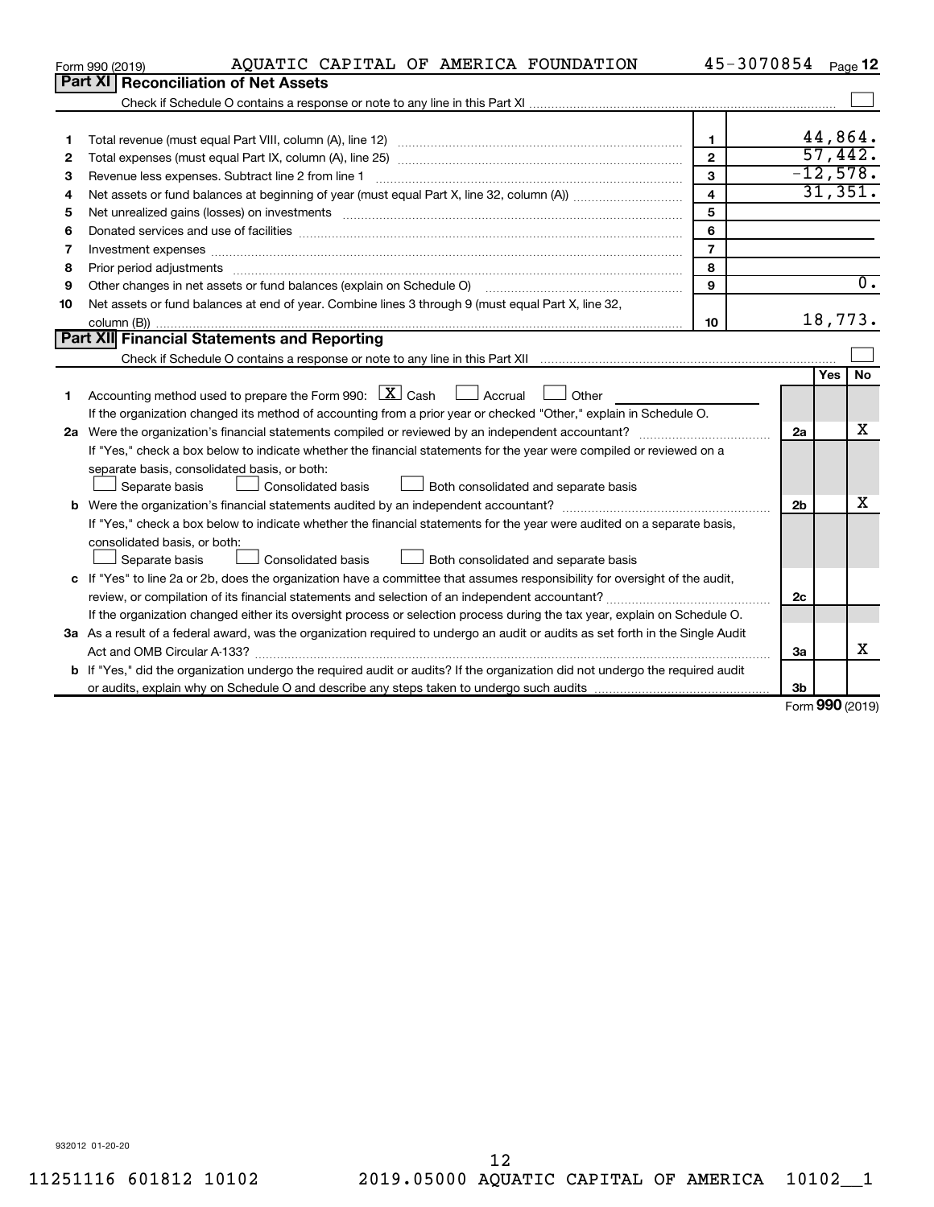Form 990 (2019) AQUATIC CAPITAL OF AMERICA FOUNDATION 45-3070854

## Part XI Reconciliation of Net Assets

Check if Schedule O contains a response or note to any line in this Part XI ☐

| | | | |
|---|---|---|---|
| 1 | Total revenue (must equal Part VIII, column (A), line 12) | 1 | 44,864. |
| 2 | Total expenses (must equal Part IX, column (A), line 25) | 2 | 57,442. |
| 3 | Revenue less expenses. Subtract line 2 from line 1 | 3 | -12,578. |
| 4 | Net assets or fund balances at beginning of year (must equal Part X, line 32, column (A)) | 4 | 31,351. |
| 5 | Net unrealized gains (losses) on investments | 5 | |
| 6 | Donated services and use of facilities | 6 | |
| 7 | Investment expenses | 7 | |
| 8 | Prior period adjustments | 8 | |
| 9 | Other changes in net assets or fund balances (explain on Schedule O) | 9 | 0. |
| 10 | Net assets or fund balances at end of year. Combine lines 3 through 9 (must equal Part X, line 32, column (B)) | 10 | 18,773. |

## Part XII Financial Statements and Reporting

Check if Schedule O contains a response or note to any line in this Part XII ☐

| | | | Yes | No |
|---|---|---|---|---|
| 1 | Accounting method used to prepare the Form 990: ☒ Cash ☐ Accrual ☐ Other<br>If the organization changed its method of accounting from a prior year or checked "Other," explain in Schedule O. | | | |
| 2a | Were the organization's financial statements compiled or reviewed by an independent accountant?<br>If "Yes," check a box below to indicate whether the financial statements for the year were compiled or reviewed on a separate basis, consolidated basis, or both:<br>☐ Separate basis ☐ Consolidated basis ☐ Both consolidated and separate basis | 2a | | X |
| b | Were the organization's financial statements audited by an independent accountant?<br>If "Yes," check a box below to indicate whether the financial statements for the year were audited on a separate basis, consolidated basis, or both:<br>☐ Separate basis ☐ Consolidated basis ☐ Both consolidated and separate basis | 2b | | X |
| c | If "Yes" to line 2a or 2b, does the organization have a committee that assumes responsibility for oversight of the audit, review, or compilation of its financial statements and selection of an independent accountant?<br>If the organization changed either its oversight process or selection process during the tax year, explain on Schedule O. | 2c | | |
| 3a | As a result of a federal award, was the organization required to undergo an audit or audits as set forth in the Single Audit Act and OMB Circular A-133? | 3a | | X |
| b | If "Yes," did the organization undergo the required audit or audits? If the organization did not undergo the required audit or audits, explain why on Schedule O and describe any steps taken to undergo such audits | 3b | | |

Form **990** (2019)

932012 01-20-20

11251116 601812 10102 2019.05000 AQUATIC CAPITAL OF AMERICA 10102__1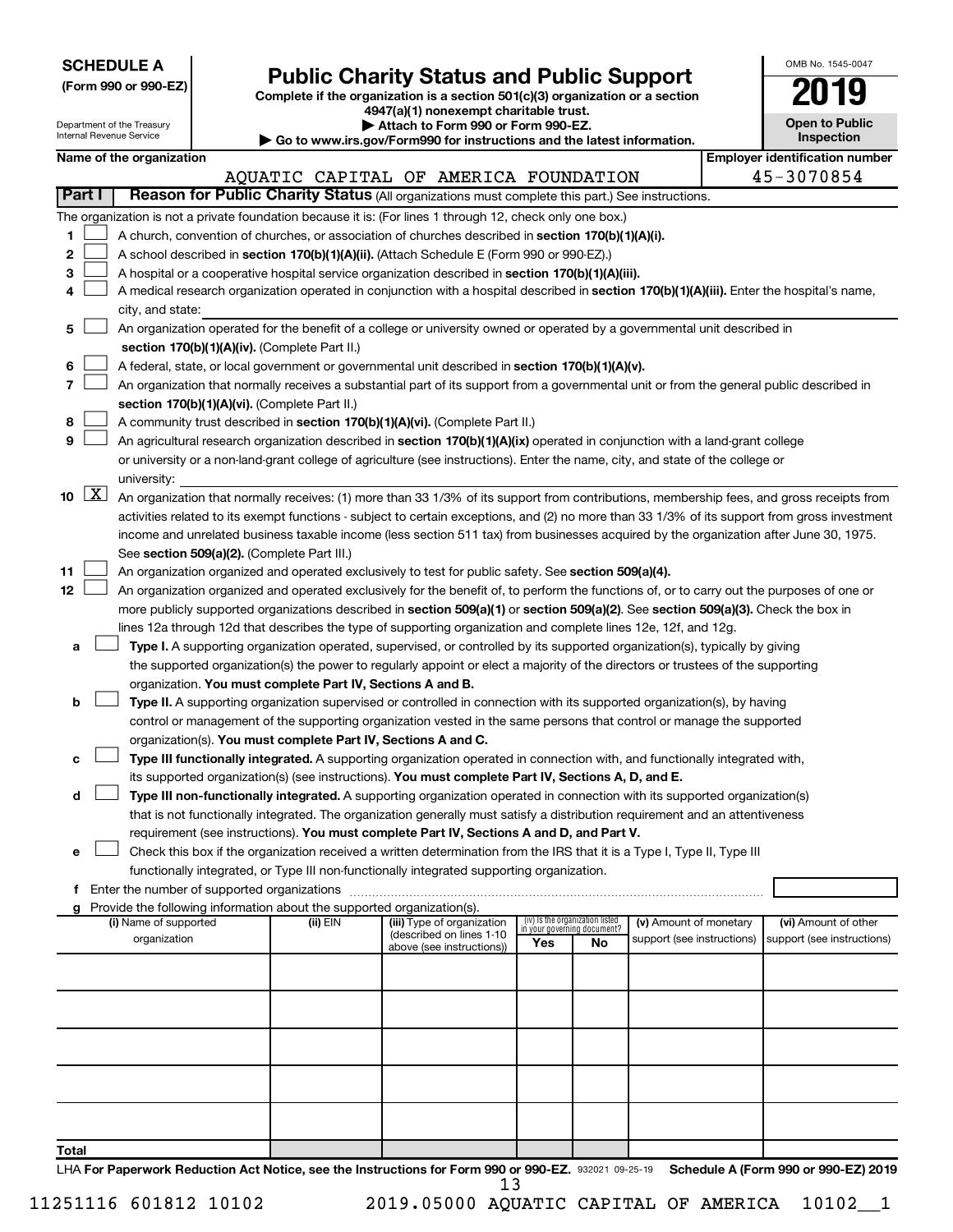**SCHEDULE A**
**(Form 990 or 990-EZ)**

Department of the Treasury
Internal Revenue Service

# Public Charity Status and Public Support

**Complete if the organization is a section 501(c)(3) organization or a section 4947(a)(1) nonexempt charitable trust.**
**▶ Attach to Form 990 or Form 990-EZ.**
**▶ Go to www.irs.gov/Form990 for instructions and the latest information.**

OMB No. 1545-0047
**2019**
**Open to Public Inspection**

**Name of the organization:** AQUATIC CAPITAL OF AMERICA FOUNDATION
**Employer identification number:** 45-3070854

## Part I — Reason for Public Charity Status (All organizations must complete this part.) See instructions.

The organization is not a private foundation because it is: (For lines 1 through 12, check only one box.)

1. ☐ A church, convention of churches, or association of churches described in **section 170(b)(1)(A)(i).**
2. ☐ A school described in **section 170(b)(1)(A)(ii).** (Attach Schedule E (Form 990 or 990-EZ).)
3. ☐ A hospital or a cooperative hospital service organization described in **section 170(b)(1)(A)(iii).**
4. ☐ A medical research organization operated in conjunction with a hospital described in **section 170(b)(1)(A)(iii).** Enter the hospital's name, city, and state: ______
5. ☐ An organization operated for the benefit of a college or university owned or operated by a governmental unit described in **section 170(b)(1)(A)(iv).** (Complete Part II.)
6. ☐ A federal, state, or local government or governmental unit described in **section 170(b)(1)(A)(v).**
7. ☐ An organization that normally receives a substantial part of its support from a governmental unit or from the general public described in **section 170(b)(1)(A)(vi).** (Complete Part II.)
8. ☐ A community trust described in **section 170(b)(1)(A)(vi).** (Complete Part II.)
9. ☐ An agricultural research organization described in **section 170(b)(1)(A)(ix)** operated in conjunction with a land-grant college or university or a non-land-grant college of agriculture (see instructions). Enter the name, city, and state of the college or university: ______
10. ☒ An organization that normally receives: (1) more than 33 1/3% of its support from contributions, membership fees, and gross receipts from activities related to its exempt functions - subject to certain exceptions, and (2) no more than 33 1/3% of its support from gross investment income and unrelated business taxable income (less section 511 tax) from businesses acquired by the organization after June 30, 1975. See **section 509(a)(2).** (Complete Part III.)
11. ☐ An organization organized and operated exclusively to test for public safety. See **section 509(a)(4).**
12. ☐ An organization organized and operated exclusively for the benefit of, to perform the functions of, or to carry out the purposes of one or more publicly supported organizations described in **section 509(a)(1)** or **section 509(a)(2).** See **section 509(a)(3).** Check the box in lines 12a through 12d that describes the type of supporting organization and complete lines 12e, 12f, and 12g.

   a. ☐ **Type I.** A supporting organization operated, supervised, or controlled by its supported organization(s), typically by giving the supported organization(s) the power to regularly appoint or elect a majority of the directors or trustees of the supporting organization. **You must complete Part IV, Sections A and B.**

   b. ☐ **Type II.** A supporting organization supervised or controlled in connection with its supported organization(s), by having control or management of the supporting organization vested in the same persons that control or manage the supported organization(s). **You must complete Part IV, Sections A and C.**

   c. ☐ **Type III functionally integrated.** A supporting organization operated in connection with, and functionally integrated with, its supported organization(s) (see instructions). **You must complete Part IV, Sections A, D, and E.**

   d. ☐ **Type III non-functionally integrated.** A supporting organization operated in connection with its supported organization(s) that is not functionally integrated. The organization generally must satisfy a distribution requirement and an attentiveness requirement (see instructions). **You must complete Part IV, Sections A and D, and Part V.**

   e. ☐ Check this box if the organization received a written determination from the IRS that it is a Type I, Type II, Type III functionally integrated, or Type III non-functionally integrated supporting organization.

   f. Enter the number of supported organizations ______

   g. Provide the following information about the supported organization(s).

| (i) Name of supported organization | (ii) EIN | (iii) Type of organization (described on lines 1-10 above (see instructions)) | (iv) Is the organization listed in your governing document? Yes | No | (v) Amount of monetary support (see instructions) | (vi) Amount of other support (see instructions) |
|---|---|---|---|---|---|---|
| | | | | | | |
| | | | | | | |
| | | | | | | |
| | | | | | | |
| | | | | | | |
| **Total** | | | | | | |

LHA **For Paperwork Reduction Act Notice, see the Instructions for Form 990 or 990-EZ.** 932021 09-25-19 **Schedule A (Form 990 or 990-EZ) 2019**

11251116 601812 10102 2019.05000 AQUATIC CAPITAL OF AMERICA 10102__1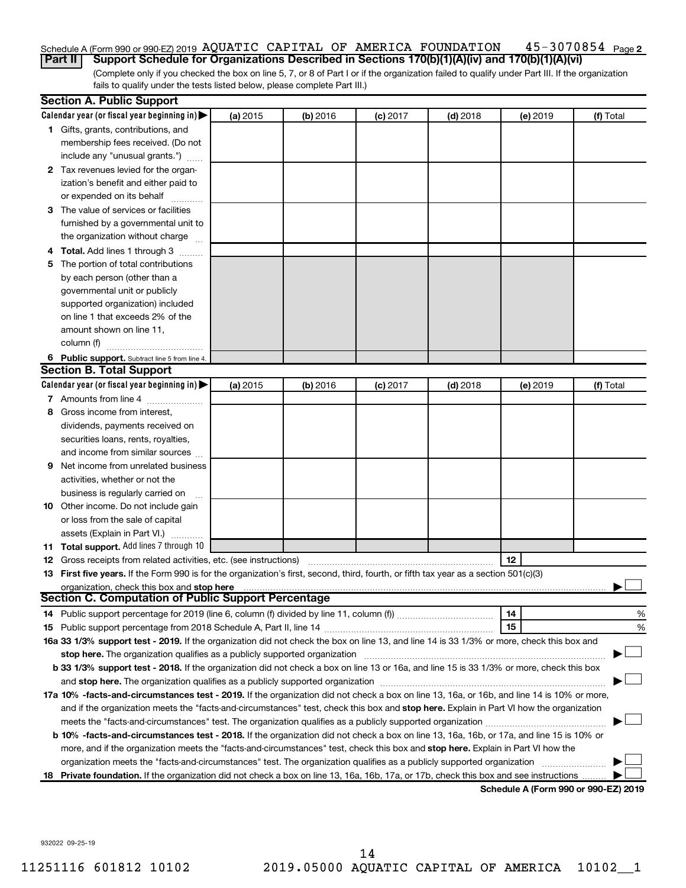Schedule A (Form 990 or 990-EZ) 2019 AQUATIC CAPITAL OF AMERICA FOUNDATION 45-3070854 Page 2

**Part II Support Schedule for Organizations Described in Sections 170(b)(1)(A)(iv) and 170(b)(1)(A)(vi)**

(Complete only if you checked the box on line 5, 7, or 8 of Part I or if the organization failed to qualify under Part III. If the organization fails to qualify under the tests listed below, please complete Part III.)

### Section A. Public Support

| Calendar year (or fiscal year beginning in) | (a) 2015 | (b) 2016 | (c) 2017 | (d) 2018 | (e) 2019 | (f) Total |
|---|---|---|---|---|---|---|
| **1** Gifts, grants, contributions, and membership fees received. (Do not include any "unusual grants.") | | | | | | |
| **2** Tax revenues levied for the organization's benefit and either paid to or expended on its behalf | | | | | | |
| **3** The value of services or facilities furnished by a governmental unit to the organization without charge | | | | | | |
| **4 Total.** Add lines 1 through 3 | | | | | | |
| **5** The portion of total contributions by each person (other than a governmental unit or publicly supported organization) included on line 1 that exceeds 2% of the amount shown on line 11, column (f) | | | | | | |
| **6 Public support.** Subtract line 5 from line 4. | | | | | | |

### Section B. Total Support

| Calendar year (or fiscal year beginning in) | (a) 2015 | (b) 2016 | (c) 2017 | (d) 2018 | (e) 2019 | (f) Total |
|---|---|---|---|---|---|---|
| **7** Amounts from line 4 | | | | | | |
| **8** Gross income from interest, dividends, payments received on securities loans, rents, royalties, and income from similar sources | | | | | | |
| **9** Net income from unrelated business activities, whether or not the business is regularly carried on | | | | | | |
| **10** Other income. Do not include gain or loss from the sale of capital assets (Explain in Part VI.) | | | | | | |
| **11 Total support.** Add lines 7 through 10 | | | | | | |

**12** Gross receipts from related activities, etc. (see instructions) .......... **12**

**13 First five years.** If the Form 990 is for the organization's first, second, third, fourth, or fifth tax year as a section 501(c)(3) organization, check this box and **stop here** .......... ☐

### Section C. Computation of Public Support Percentage

**14** Public support percentage for 2019 (line 6, column (f) divided by line 11, column (f)) .......... **14** %

**15** Public support percentage from 2018 Schedule A, Part II, line 14 .......... **15** %

**16a 33 1/3% support test - 2019.** If the organization did not check the box on line 13, and line 14 is 33 1/3% or more, check this box and **stop here.** The organization qualifies as a publicly supported organization .......... ☐

**b 33 1/3% support test - 2018.** If the organization did not check a box on line 13 or 16a, and line 15 is 33 1/3% or more, check this box and **stop here.** The organization qualifies as a publicly supported organization .......... ☐

**17a 10% -facts-and-circumstances test - 2019.** If the organization did not check a box on line 13, 16a, or 16b, and line 14 is 10% or more, and if the organization meets the "facts-and-circumstances" test, check this box and **stop here.** Explain in Part VI how the organization meets the "facts-and-circumstances" test. The organization qualifies as a publicly supported organization .......... ☐

**b 10% -facts-and-circumstances test - 2018.** If the organization did not check a box on line 13, 16a, 16b, or 17a, and line 15 is 10% or more, and if the organization meets the "facts-and-circumstances" test, check this box and **stop here.** Explain in Part VI how the organization meets the "facts-and-circumstances" test. The organization qualifies as a publicly supported organization .......... ☐

**18 Private foundation.** If the organization did not check a box on line 13, 16a, 16b, 17a, or 17b, check this box and see instructions .......... ☐

**Schedule A (Form 990 or 990-EZ) 2019**

932022 09-25-19

11251116 601812 10102 2019.05000 AQUATIC CAPITAL OF AMERICA 10102__1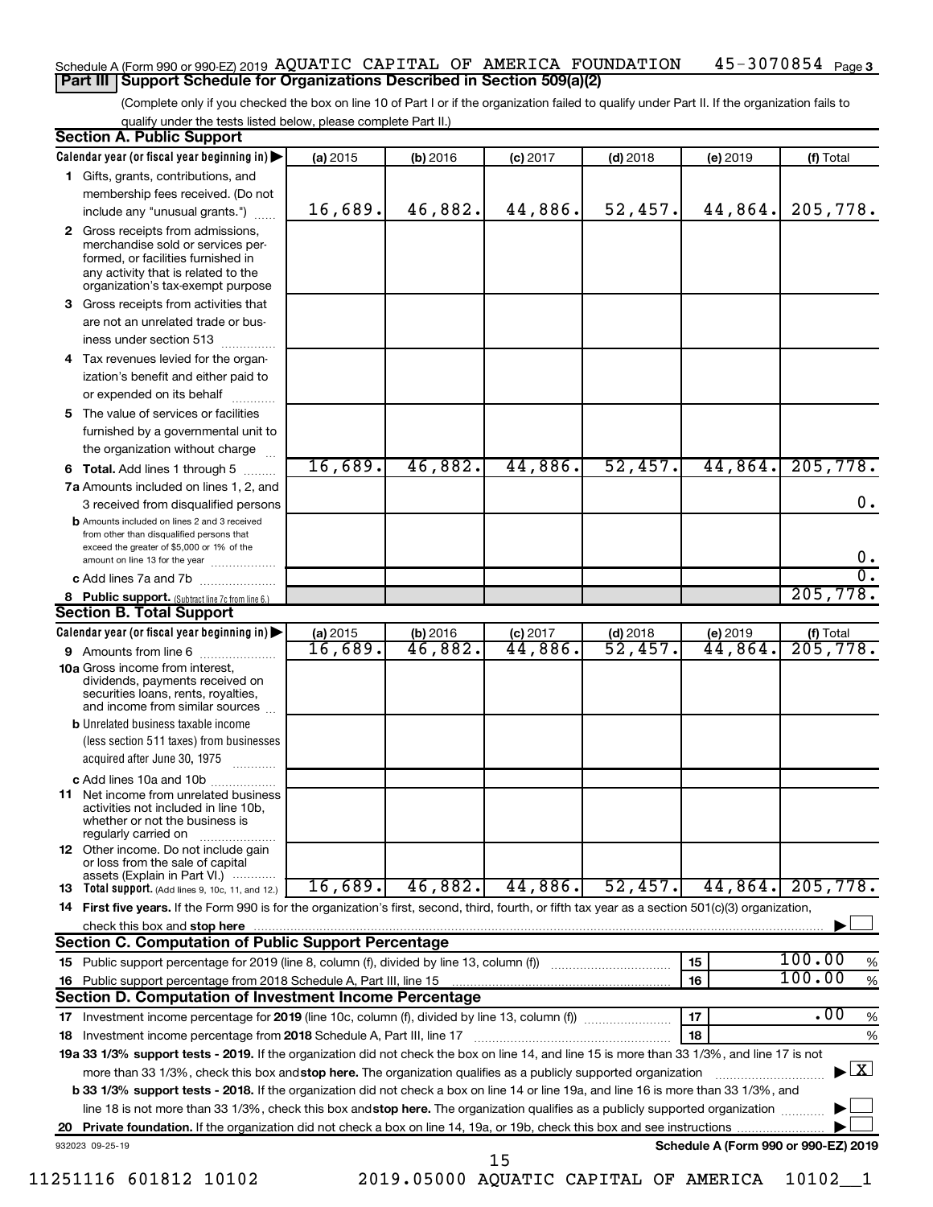Schedule A (Form 990 or 990-EZ) 2019 AQUATIC CAPITAL OF AMERICA FOUNDATION 45-3070854 Page 3

**Part III Support Schedule for Organizations Described in Section 509(a)(2)**

(Complete only if you checked the box on line 10 of Part I or if the organization failed to qualify under Part II. If the organization fails to qualify under the tests listed below, please complete Part II.)

**Section A. Public Support**

| Calendar year (or fiscal year beginning in) | (a) 2015 | (b) 2016 | (c) 2017 | (d) 2018 | (e) 2019 | (f) Total |
|---|---|---|---|---|---|---|
| 1 Gifts, grants, contributions, and membership fees received. (Do not include any "unusual grants.") | 16,689. | 46,882. | 44,886. | 52,457. | 44,864. | 205,778. |
| 2 Gross receipts from admissions, merchandise sold or services performed, or facilities furnished in any activity that is related to the organization's tax-exempt purpose | | | | | | |
| 3 Gross receipts from activities that are not an unrelated trade or business under section 513 | | | | | | |
| 4 Tax revenues levied for the organization's benefit and either paid to or expended on its behalf | | | | | | |
| 5 The value of services or facilities furnished by a governmental unit to the organization without charge | | | | | | |
| 6 **Total.** Add lines 1 through 5 | 16,689. | 46,882. | 44,886. | 52,457. | 44,864. | 205,778. |
| 7a Amounts included on lines 1, 2, and 3 received from disqualified persons | | | | | | 0. |
| b Amounts included on lines 2 and 3 received from other than disqualified persons that exceed the greater of $5,000 or 1% of the amount on line 13 for the year | | | | | | 0. |
| c Add lines 7a and 7b | | | | | | 0. |
| 8 **Public support.** (Subtract line 7c from line 6.) | | | | | | 205,778. |

**Section B. Total Support**

| Calendar year (or fiscal year beginning in) | (a) 2015 | (b) 2016 | (c) 2017 | (d) 2018 | (e) 2019 | (f) Total |
|---|---|---|---|---|---|---|
| 9 Amounts from line 6 | 16,689. | 46,882. | 44,886. | 52,457. | 44,864. | 205,778. |
| 10a Gross income from interest, dividends, payments received on securities loans, rents, royalties, and income from similar sources | | | | | | |
| b Unrelated business taxable income (less section 511 taxes) from businesses acquired after June 30, 1975 | | | | | | |
| c Add lines 10a and 10b | | | | | | |
| 11 Net income from unrelated business activities not included in line 10b, whether or not the business is regularly carried on | | | | | | |
| 12 Other income. Do not include gain or loss from the sale of capital assets (Explain in Part VI.) | | | | | | |
| 13 **Total support.** (Add lines 9, 10c, 11, and 12.) | 16,689. | 46,882. | 44,886. | 52,457. | 44,864. | 205,778. |

14 **First five years.** If the Form 990 is for the organization's first, second, third, fourth, or fifth tax year as a section 501(c)(3) organization, check this box and **stop here** ☐

**Section C. Computation of Public Support Percentage**

| | | | |
|---|---|---|---|
| 15 Public support percentage for 2019 (line 8, column (f), divided by line 13, column (f)) | 15 | 100.00 | % |
| 16 Public support percentage from 2018 Schedule A, Part III, line 15 | 16 | 100.00 | % |

**Section D. Computation of Investment Income Percentage**

| | | | |
|---|---|---|---|
| 17 Investment income percentage for **2019** (line 10c, column (f), divided by line 13, column (f)) | 17 | .00 | % |
| 18 Investment income percentage from **2018** Schedule A, Part III, line 17 | 18 | | % |

**19a 33 1/3% support tests - 2019.** If the organization did not check the box on line 14, and line 15 is more than 33 1/3%, and line 17 is not more than 33 1/3%, check this box and **stop here.** The organization qualifies as a publicly supported organization ☒

**b 33 1/3% support tests - 2018.** If the organization did not check a box on line 14 or line 19a, and line 16 is more than 33 1/3%, and line 18 is not more than 33 1/3%, check this box and **stop here.** The organization qualifies as a publicly supported organization ☐

**20 Private foundation.** If the organization did not check a box on line 14, 19a, or 19b, check this box and see instructions ☐

932023 09-25-19 **Schedule A (Form 990 or 990-EZ) 2019**

11251116 601812 10102 2019.05000 AQUATIC CAPITAL OF AMERICA 10102__1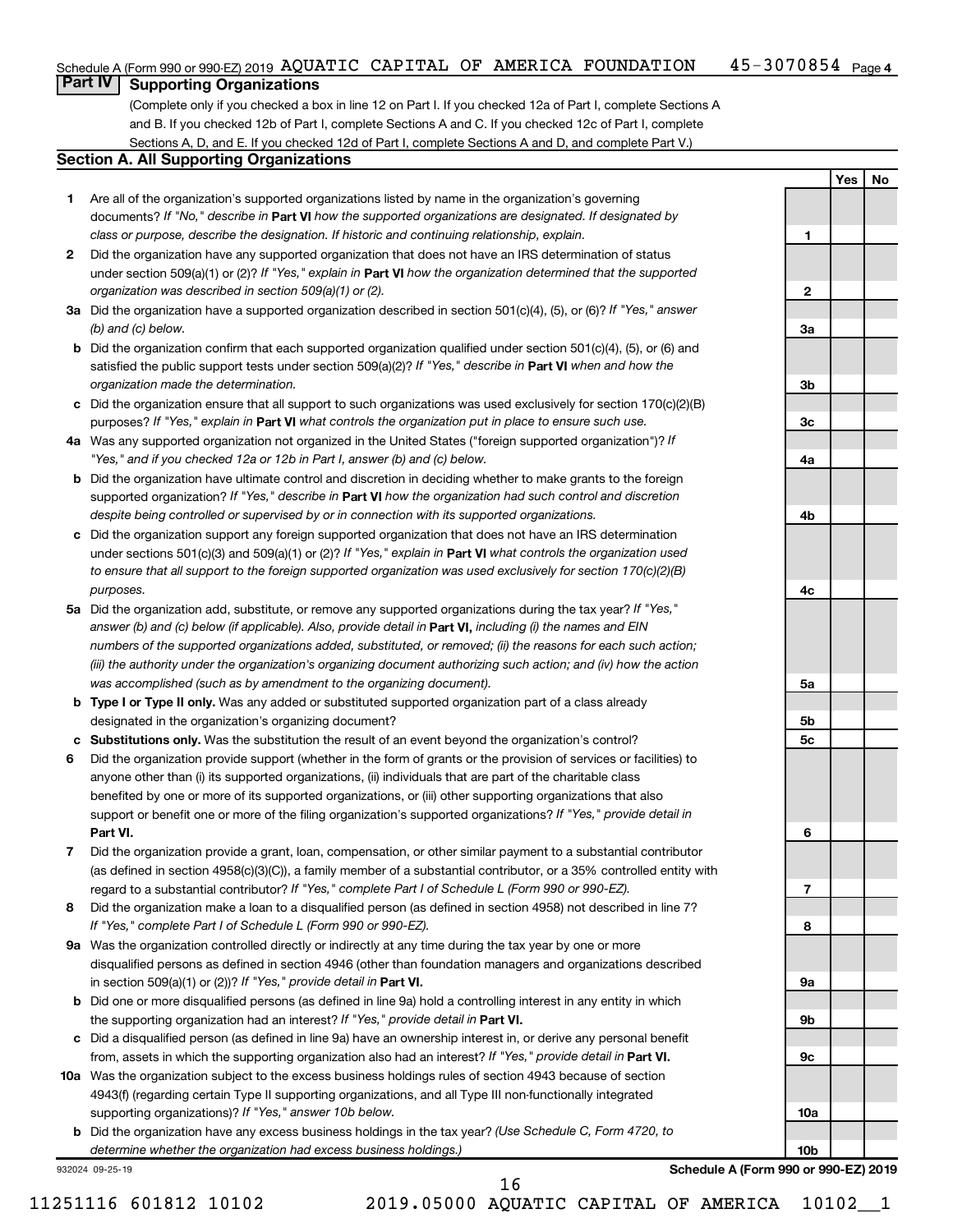Schedule A (Form 990 or 990-EZ) 2019 AQUATIC CAPITAL OF AMERICA FOUNDATION 45-3070854 Page 4

## Part IV Supporting Organizations

(Complete only if you checked a box in line 12 on Part I. If you checked 12a of Part I, complete Sections A and B. If you checked 12b of Part I, complete Sections A and C. If you checked 12c of Part I, complete Sections A, D, and E. If you checked 12d of Part I, complete Sections A and D, and complete Part V.)

### Section A. All Supporting Organizations

| | | | Yes | No |
|---|---|---|---|---|
| **1** | Are all of the organization's supported organizations listed by name in the organization's governing documents? *If "No," describe in* **Part VI** *how the supported organizations are designated. If designated by class or purpose, describe the designation. If historic and continuing relationship, explain.* | **1** | | |
| **2** | Did the organization have any supported organization that does not have an IRS determination of status under section 509(a)(1) or (2)? *If "Yes," explain in* **Part VI** *how the organization determined that the supported organization was described in section 509(a)(1) or (2).* | **2** | | |
| **3a** | Did the organization have a supported organization described in section 501(c)(4), (5), or (6)? *If "Yes," answer (b) and (c) below.* | **3a** | | |
| **b** | Did the organization confirm that each supported organization qualified under section 501(c)(4), (5), or (6) and satisfied the public support tests under section 509(a)(2)? *If "Yes," describe in* **Part VI** *when and how the organization made the determination.* | **3b** | | |
| **c** | Did the organization ensure that all support to such organizations was used exclusively for section 170(c)(2)(B) purposes? *If "Yes," explain in* **Part VI** *what controls the organization put in place to ensure such use.* | **3c** | | |
| **4a** | Was any supported organization not organized in the United States ("foreign supported organization")? *If "Yes," and if you checked 12a or 12b in Part I, answer (b) and (c) below.* | **4a** | | |
| **b** | Did the organization have ultimate control and discretion in deciding whether to make grants to the foreign supported organization? *If "Yes," describe in* **Part VI** *how the organization had such control and discretion despite being controlled or supervised by or in connection with its supported organizations.* | **4b** | | |
| **c** | Did the organization support any foreign supported organization that does not have an IRS determination under sections 501(c)(3) and 509(a)(1) or (2)? *If "Yes," explain in* **Part VI** *what controls the organization used to ensure that all support to the foreign supported organization was used exclusively for section 170(c)(2)(B) purposes.* | **4c** | | |
| **5a** | Did the organization add, substitute, or remove any supported organizations during the tax year? *If "Yes," answer (b) and (c) below (if applicable). Also, provide detail in* **Part VI,** *including (i) the names and EIN numbers of the supported organizations added, substituted, or removed; (ii) the reasons for each such action; (iii) the authority under the organization's organizing document authorizing such action; and (iv) how the action was accomplished (such as by amendment to the organizing document).* | **5a** | | |
| **b** | **Type I or Type II only.** Was any added or substituted supported organization part of a class already designated in the organization's organizing document? | **5b** | | |
| **c** | **Substitutions only.** Was the substitution the result of an event beyond the organization's control? | **5c** | | |
| **6** | Did the organization provide support (whether in the form of grants or the provision of services or facilities) to anyone other than (i) its supported organizations, (ii) individuals that are part of the charitable class benefited by one or more of its supported organizations, or (iii) other supporting organizations that also support or benefit one or more of the filing organization's supported organizations? *If "Yes," provide detail in* **Part VI.** | **6** | | |
| **7** | Did the organization provide a grant, loan, compensation, or other similar payment to a substantial contributor (as defined in section 4958(c)(3)(C)), a family member of a substantial contributor, or a 35% controlled entity with regard to a substantial contributor? *If "Yes," complete Part I of Schedule L (Form 990 or 990-EZ).* | **7** | | |
| **8** | Did the organization make a loan to a disqualified person (as defined in section 4958) not described in line 7? *If "Yes," complete Part I of Schedule L (Form 990 or 990-EZ).* | **8** | | |
| **9a** | Was the organization controlled directly or indirectly at any time during the tax year by one or more disqualified persons as defined in section 4946 (other than foundation managers and organizations described in section 509(a)(1) or (2))? *If "Yes," provide detail in* **Part VI.** | **9a** | | |
| **b** | Did one or more disqualified persons (as defined in line 9a) hold a controlling interest in any entity in which the supporting organization had an interest? *If "Yes," provide detail in* **Part VI.** | **9b** | | |
| **c** | Did a disqualified person (as defined in line 9a) have an ownership interest in, or derive any personal benefit from, assets in which the supporting organization also had an interest? *If "Yes," provide detail in* **Part VI.** | **9c** | | |
| **10a** | Was the organization subject to the excess business holdings rules of section 4943 because of section 4943(f) (regarding certain Type II supporting organizations, and all Type III non-functionally integrated supporting organizations)? *If "Yes," answer 10b below.* | **10a** | | |
| **b** | Did the organization have any excess business holdings in the tax year? *(Use Schedule C, Form 4720, to determine whether the organization had excess business holdings.)* | **10b** | | |

932024 09-25-19 **Schedule A (Form 990 or 990-EZ) 2019**

11251116 601812 10102 2019.05000 AQUATIC CAPITAL OF AMERICA 10102__1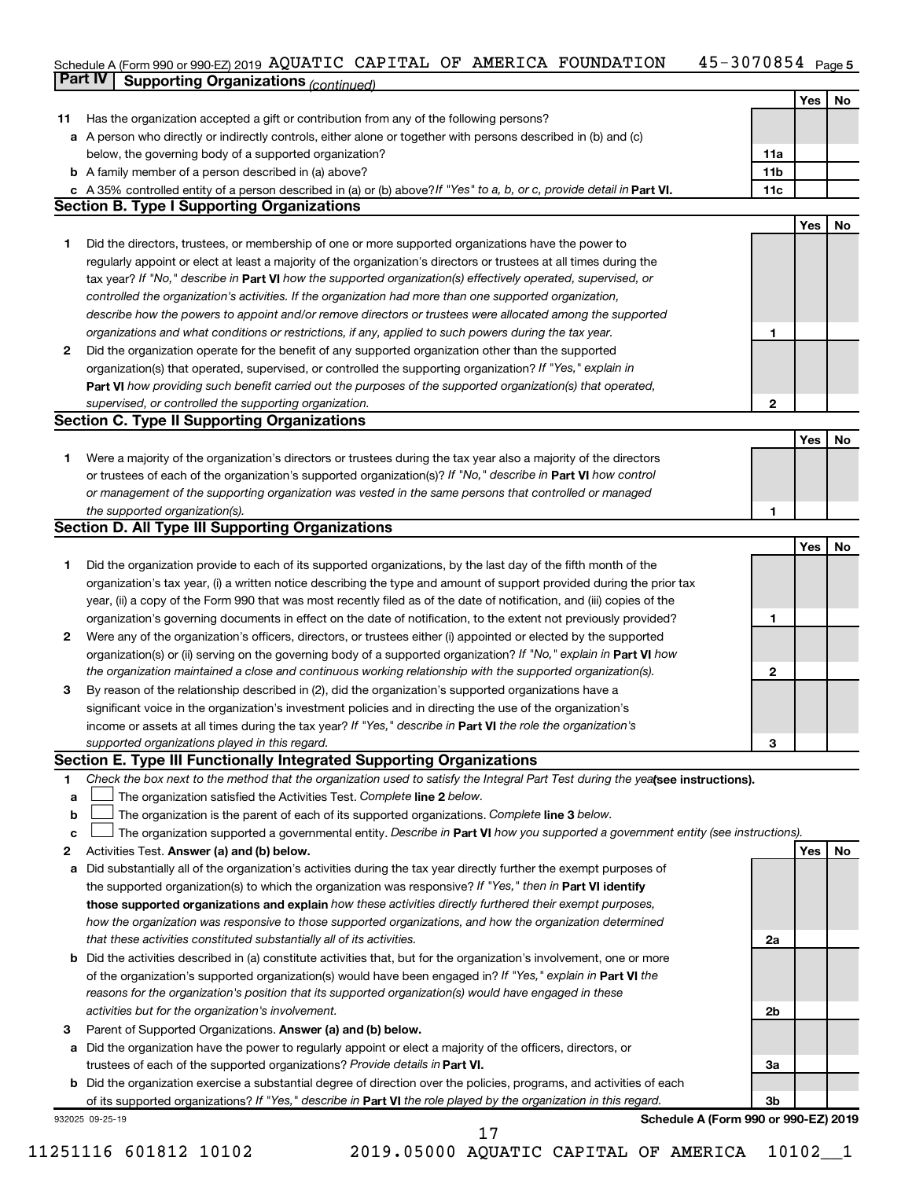Schedule A (Form 990 or 990-EZ) 2019 AQUATIC CAPITAL OF AMERICA FOUNDATION 45-3070854 Page 5

**Part IV | Supporting Organizations** *(continued)*

| | | | Yes | No |
|---|---|---|---|---|
| **11** | Has the organization accepted a gift or contribution from any of the following persons? | | | |
| **a** | A person who directly or indirectly controls, either alone or together with persons described in (b) and (c) below, the governing body of a supported organization? | 11a | | |
| **b** | A family member of a person described in (a) above? | 11b | | |
| **c** | A 35% controlled entity of a person described in (a) or (b) above? *If "Yes" to a, b, or c, provide detail in* **Part VI.** | 11c | | |

## Section B. Type I Supporting Organizations

| | | | Yes | No |
|---|---|---|---|---|
| **1** | Did the directors, trustees, or membership of one or more supported organizations have the power to regularly appoint or elect at least a majority of the organization's directors or trustees at all times during the tax year? *If "No," describe in* **Part VI** *how the supported organization(s) effectively operated, supervised, or controlled the organization's activities. If the organization had more than one supported organization, describe how the powers to appoint and/or remove directors or trustees were allocated among the supported organizations and what conditions or restrictions, if any, applied to such powers during the tax year.* | 1 | | |
| **2** | Did the organization operate for the benefit of any supported organization other than the supported organization(s) that operated, supervised, or controlled the supporting organization? *If "Yes," explain in* **Part VI** *how providing such benefit carried out the purposes of the supported organization(s) that operated, supervised, or controlled the supporting organization.* | 2 | | |

## Section C. Type II Supporting Organizations

| | | | Yes | No |
|---|---|---|---|---|
| **1** | Were a majority of the organization's directors or trustees during the tax year also a majority of the directors or trustees of each of the organization's supported organization(s)? *If "No," describe in* **Part VI** *how control or management of the supporting organization was vested in the same persons that controlled or managed the supported organization(s).* | 1 | | |

## Section D. All Type III Supporting Organizations

| | | | Yes | No |
|---|---|---|---|---|
| **1** | Did the organization provide to each of its supported organizations, by the last day of the fifth month of the organization's tax year, (i) a written notice describing the type and amount of support provided during the prior tax year, (ii) a copy of the Form 990 that was most recently filed as of the date of notification, and (iii) copies of the organization's governing documents in effect on the date of notification, to the extent not previously provided? | 1 | | |
| **2** | Were any of the organization's officers, directors, or trustees either (i) appointed or elected by the supported organization(s) or (ii) serving on the governing body of a supported organization? *If "No," explain in* **Part VI** *how the organization maintained a close and continuous working relationship with the supported organization(s).* | 2 | | |
| **3** | By reason of the relationship described in (2), did the organization's supported organizations have a significant voice in the organization's investment policies and in directing the use of the organization's income or assets at all times during the tax year? *If "Yes," describe in* **Part VI** *the role the organization's supported organizations played in this regard.* | 3 | | |

## Section E. Type III Functionally Integrated Supporting Organizations

**1** *Check the box next to the method that the organization used to satisfy the Integral Part Test during the year* **(see instructions).**

- **a** ☐ The organization satisfied the Activities Test. *Complete* **line 2** *below.*
- **b** ☐ The organization is the parent of each of its supported organizations. *Complete* **line 3** *below.*
- **c** ☐ The organization supported a governmental entity. *Describe in* **Part VI** *how you supported a government entity (see instructions).*

| | | | Yes | No |
|---|---|---|---|---|
| **2** | Activities Test. **Answer (a) and (b) below.** | | | |
| **a** | Did substantially all of the organization's activities during the tax year directly further the exempt purposes of the supported organization(s) to which the organization was responsive? *If "Yes," then in* **Part VI identify those supported organizations and explain** *how these activities directly furthered their exempt purposes, how the organization was responsive to those supported organizations, and how the organization determined that these activities constituted substantially all of its activities.* | 2a | | |
| **b** | Did the activities described in (a) constitute activities that, but for the organization's involvement, one or more of the organization's supported organization(s) would have been engaged in? *If "Yes," explain in* **Part VI** *the reasons for the organization's position that its supported organization(s) would have engaged in these activities but for the organization's involvement.* | 2b | | |
| **3** | Parent of Supported Organizations. **Answer (a) and (b) below.** | | | |
| **a** | Did the organization have the power to regularly appoint or elect a majority of the officers, directors, or trustees of each of the supported organizations? *Provide details in* **Part VI.** | 3a | | |
| **b** | Did the organization exercise a substantial degree of direction over the policies, programs, and activities of each of its supported organizations? *If "Yes," describe in* **Part VI** *the role played by the organization in this regard.* | 3b | | |

932025 09-25-19 **Schedule A (Form 990 or 990-EZ) 2019**

11251116 601812 10102 2019.05000 AQUATIC CAPITAL OF AMERICA 10102__1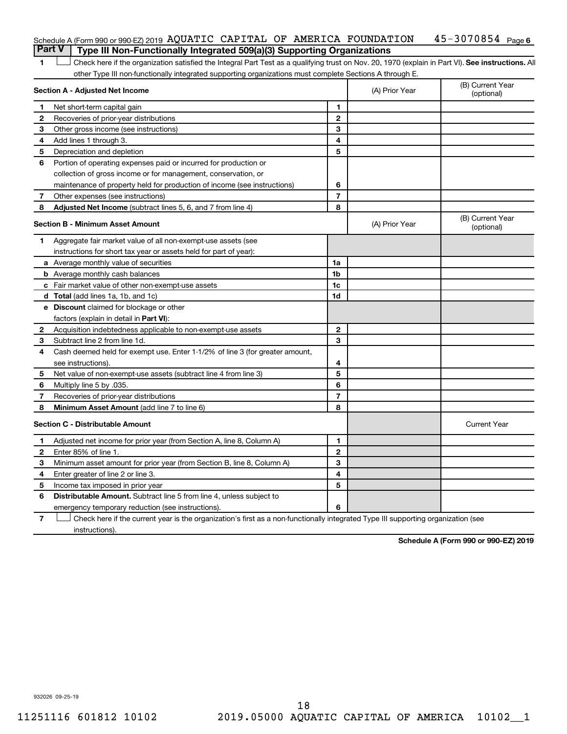Schedule A (Form 990 or 990-EZ) 2019 AQUATIC CAPITAL OF AMERICA FOUNDATION 45-3070854 Page 6

## Part V | Type III Non-Functionally Integrated 509(a)(3) Supporting Organizations

1 ☐ Check here if the organization satisfied the Integral Part Test as a qualifying trust on Nov. 20, 1970 (explain in Part VI). **See instructions.** All other Type III non-functionally integrated supporting organizations must complete Sections A through E.

| **Section A - Adjusted Net Income** | | | (A) Prior Year | (B) Current Year (optional) |
|---|---|---|---|---|
| **1** | Net short-term capital gain | **1** | | |
| **2** | Recoveries of prior-year distributions | **2** | | |
| **3** | Other gross income (see instructions) | **3** | | |
| **4** | Add lines 1 through 3. | **4** | | |
| **5** | Depreciation and depletion | **5** | | |
| **6** | Portion of operating expenses paid or incurred for production or collection of gross income or for management, conservation, or maintenance of property held for production of income (see instructions) | **6** | | |
| **7** | Other expenses (see instructions) | **7** | | |
| **8** | **Adjusted Net Income** (subtract lines 5, 6, and 7 from line 4) | **8** | | |

| **Section B - Minimum Asset Amount** | | | (A) Prior Year | (B) Current Year (optional) |
|---|---|---|---|---|
| **1** | Aggregate fair market value of all non-exempt-use assets (see instructions for short tax year or assets held for part of year): | | | |
| **a** | Average monthly value of securities | **1a** | | |
| **b** | Average monthly cash balances | **1b** | | |
| **c** | Fair market value of other non-exempt-use assets | **1c** | | |
| **d** | **Total** (add lines 1a, 1b, and 1c) | **1d** | | |
| **e** | **Discount** claimed for blockage or other factors (explain in detail in **Part VI**): | | | |
| **2** | Acquisition indebtedness applicable to non-exempt-use assets | **2** | | |
| **3** | Subtract line 2 from line 1d. | **3** | | |
| **4** | Cash deemed held for exempt use. Enter 1-1/2% of line 3 (for greater amount, see instructions). | **4** | | |
| **5** | Net value of non-exempt-use assets (subtract line 4 from line 3) | **5** | | |
| **6** | Multiply line 5 by .035. | **6** | | |
| **7** | Recoveries of prior-year distributions | **7** | | |
| **8** | **Minimum Asset Amount** (add line 7 to line 6) | **8** | | |

| **Section C - Distributable Amount** | | | | Current Year |
|---|---|---|---|---|
| **1** | Adjusted net income for prior year (from Section A, line 8, Column A) | **1** | | |
| **2** | Enter 85% of line 1. | **2** | | |
| **3** | Minimum asset amount for prior year (from Section B, line 8, Column A) | **3** | | |
| **4** | Enter greater of line 2 or line 3. | **4** | | |
| **5** | Income tax imposed in prior year | **5** | | |
| **6** | **Distributable Amount.** Subtract line 5 from line 4, unless subject to emergency temporary reduction (see instructions). | **6** | | |

7 ☐ Check here if the current year is the organization's first as a non-functionally integrated Type III supporting organization (see instructions).

**Schedule A (Form 990 or 990-EZ) 2019**

932026 09-25-19

11251116 601812 10102 2019.05000 AQUATIC CAPITAL OF AMERICA 10102__1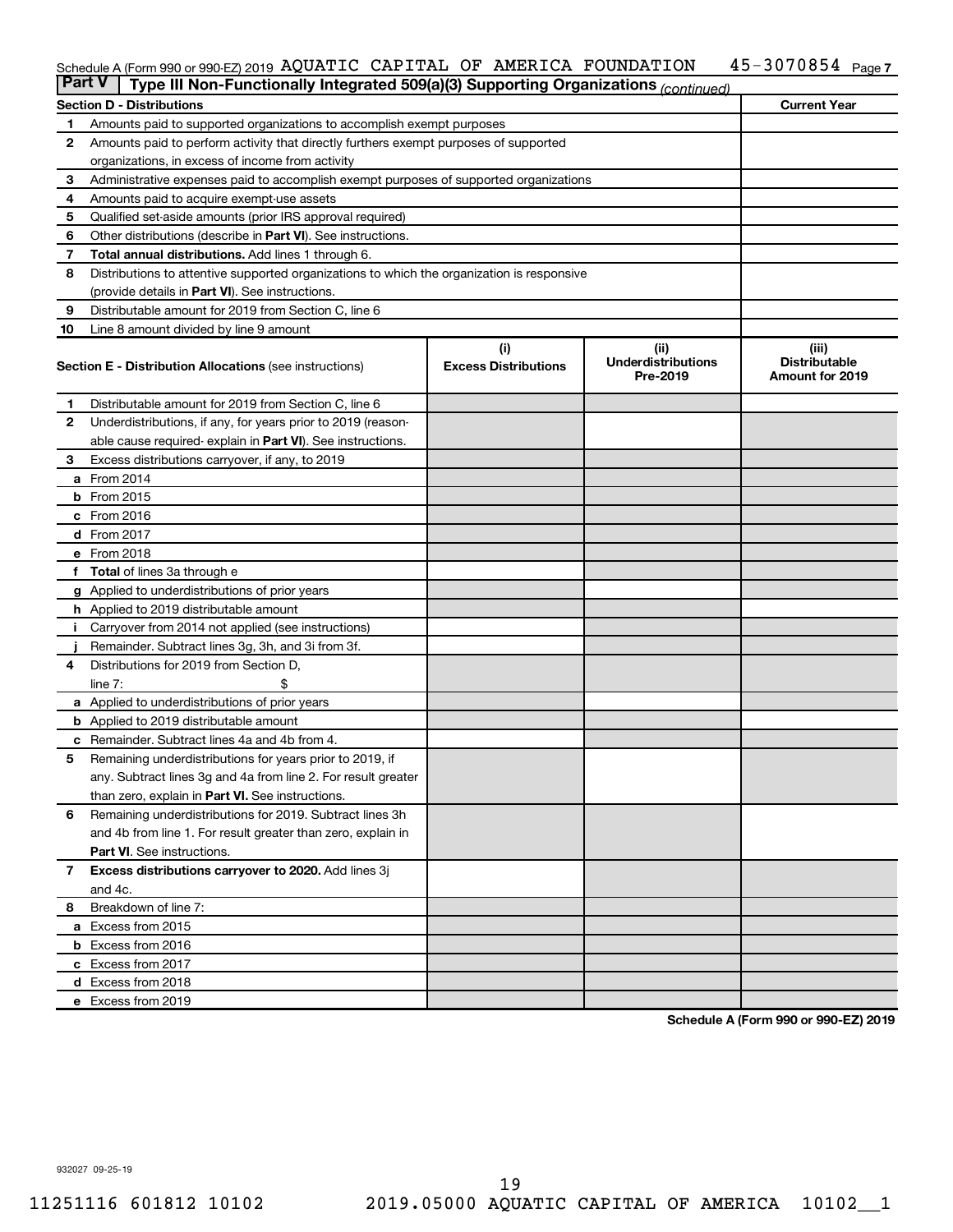Schedule A (Form 990 or 990-EZ) 2019 AQUATIC CAPITAL OF AMERICA FOUNDATION 45-3070854 Page 7

## Part V Type III Non-Functionally Integrated 509(a)(3) Supporting Organizations *(continued)*

| Section D - Distributions | | Current Year |
|---|---|---|
| 1 | Amounts paid to supported organizations to accomplish exempt purposes | |
| 2 | Amounts paid to perform activity that directly furthers exempt purposes of supported organizations, in excess of income from activity | |
| 3 | Administrative expenses paid to accomplish exempt purposes of supported organizations | |
| 4 | Amounts paid to acquire exempt-use assets | |
| 5 | Qualified set-aside amounts (prior IRS approval required) | |
| 6 | Other distributions (describe in **Part VI**). See instructions. | |
| 7 | **Total annual distributions.** Add lines 1 through 6. | |
| 8 | Distributions to attentive supported organizations to which the organization is responsive (provide details in **Part VI**). See instructions. | |
| 9 | Distributable amount for 2019 from Section C, line 6 | |
| 10 | Line 8 amount divided by line 9 amount | |

| Section E - Distribution Allocations (see instructions) | (i) Excess Distributions | (ii) Underdistributions Pre-2019 | (iii) Distributable Amount for 2019 |
|---|---|---|---|
| 1 Distributable amount for 2019 from Section C, line 6 | | | |
| 2 Underdistributions, if any, for years prior to 2019 (reasonable cause required- explain in **Part VI**). See instructions. | | | |
| 3 Excess distributions carryover, if any, to 2019 | | | |
| a From 2014 | | | |
| b From 2015 | | | |
| c From 2016 | | | |
| d From 2017 | | | |
| e From 2018 | | | |
| f **Total** of lines 3a through e | | | |
| g Applied to underdistributions of prior years | | | |
| h Applied to 2019 distributable amount | | | |
| i Carryover from 2014 not applied (see instructions) | | | |
| j Remainder. Subtract lines 3g, 3h, and 3i from 3f. | | | |
| 4 Distributions for 2019 from Section D, line 7: $ | | | |
| a Applied to underdistributions of prior years | | | |
| b Applied to 2019 distributable amount | | | |
| c Remainder. Subtract lines 4a and 4b from 4. | | | |
| 5 Remaining underdistributions for years prior to 2019, if any. Subtract lines 3g and 4a from line 2. For result greater than zero, explain in **Part VI.** See instructions. | | | |
| 6 Remaining underdistributions for 2019. Subtract lines 3h and 4b from line 1. For result greater than zero, explain in **Part VI**. See instructions. | | | |
| 7 **Excess distributions carryover to 2020.** Add lines 3j and 4c. | | | |
| 8 Breakdown of line 7: | | | |
| a Excess from 2015 | | | |
| b Excess from 2016 | | | |
| c Excess from 2017 | | | |
| d Excess from 2018 | | | |
| e Excess from 2019 | | | |

**Schedule A (Form 990 or 990-EZ) 2019**

932027 09-25-19

11251116 601812 10102 2019.05000 AQUATIC CAPITAL OF AMERICA 10102__1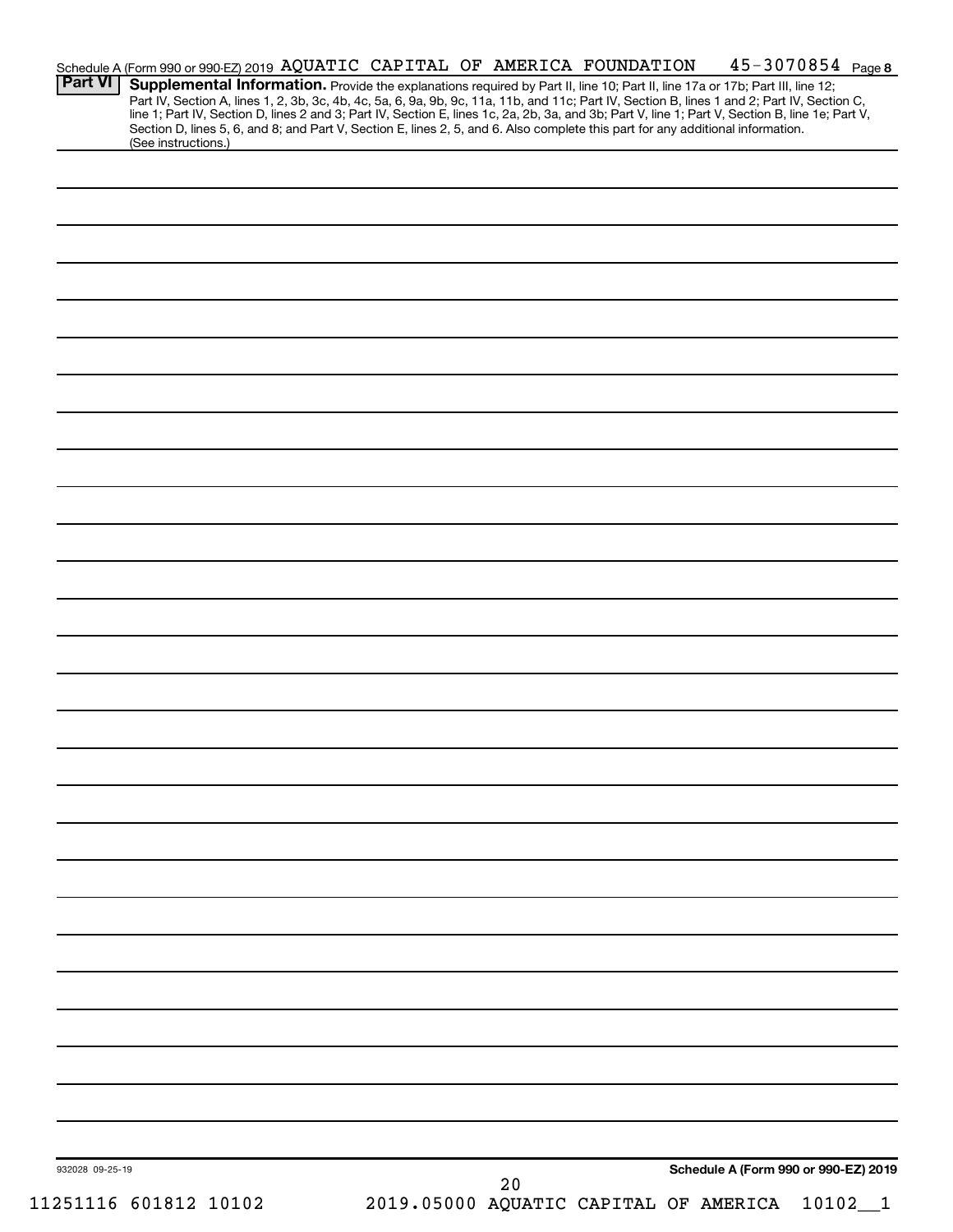Schedule A (Form 990 or 990-EZ) 2019 AQUATIC CAPITAL OF AMERICA FOUNDATION 45-3070854 Page 8

**Part VI** **Supplemental Information.** Provide the explanations required by Part II, line 10; Part II, line 17a or 17b; Part III, line 12; Part IV, Section A, lines 1, 2, 3b, 3c, 4b, 4c, 5a, 6, 9a, 9b, 9c, 11a, 11b, and 11c; Part IV, Section B, lines 1 and 2; Part IV, Section C, line 1; Part IV, Section D, lines 2 and 3; Part IV, Section E, lines 1c, 2a, 2b, 3a, and 3b; Part V, line 1; Part V, Section B, line 1e; Part V, Section D, lines 5, 6, and 8; and Part V, Section E, lines 2, 5, and 6. Also complete this part for any additional information. (See instructions.)

932028 09-25-19

**Schedule A (Form 990 or 990-EZ) 2019**

11251116 601812 10102 2019.05000 AQUATIC CAPITAL OF AMERICA 10102__1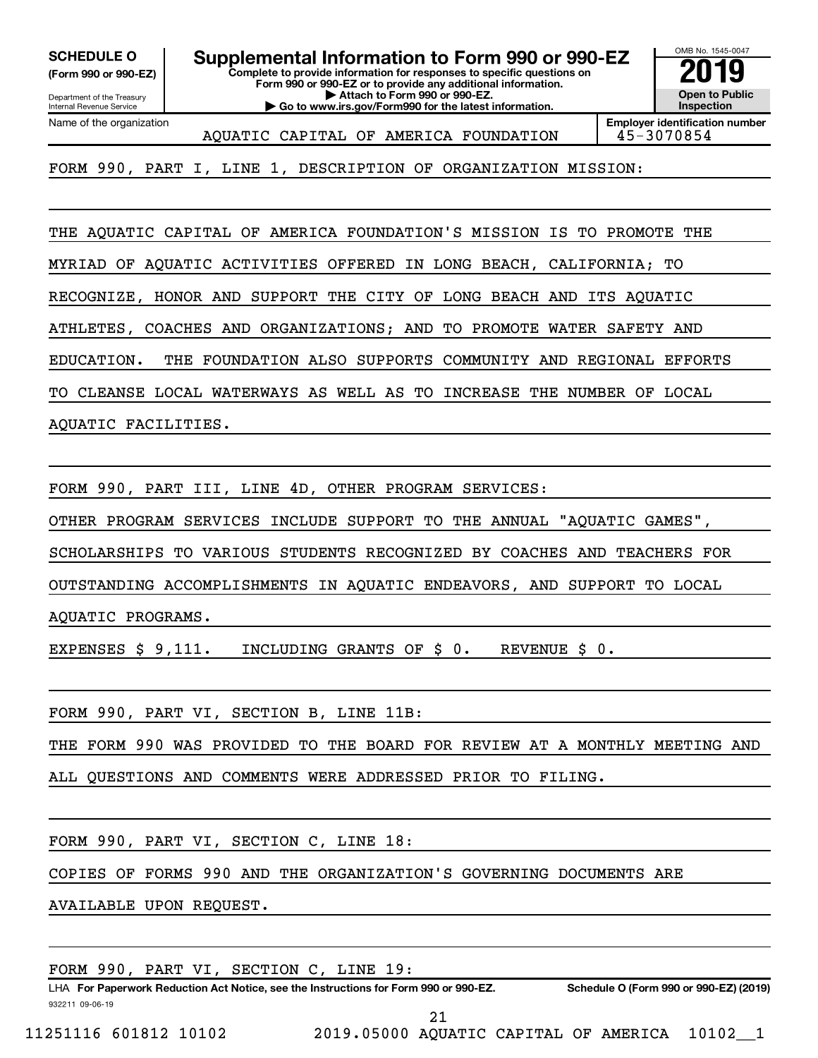**SCHEDULE O (Form 990 or 990-EZ)**

Department of the Treasury
Internal Revenue Service

# Supplemental Information to Form 990 or 990-EZ

**Complete to provide information for responses to specific questions on Form 990 or 990-EZ or to provide any additional information.**
**▶ Attach to Form 990 or 990-EZ.**
**▶ Go to www.irs.gov/Form990 for the latest information.**

OMB No. 1545-0047

**2019**

**Open to Public Inspection**

Name of the organization: AQUATIC CAPITAL OF AMERICA FOUNDATION

**Employer identification number:** 45-3070854

FORM 990, PART I, LINE 1, DESCRIPTION OF ORGANIZATION MISSION:

THE AQUATIC CAPITAL OF AMERICA FOUNDATION'S MISSION IS TO PROMOTE THE MYRIAD OF AQUATIC ACTIVITIES OFFERED IN LONG BEACH, CALIFORNIA; TO RECOGNIZE, HONOR AND SUPPORT THE CITY OF LONG BEACH AND ITS AQUATIC ATHLETES, COACHES AND ORGANIZATIONS; AND TO PROMOTE WATER SAFETY AND EDUCATION. THE FOUNDATION ALSO SUPPORTS COMMUNITY AND REGIONAL EFFORTS TO CLEANSE LOCAL WATERWAYS AS WELL AS TO INCREASE THE NUMBER OF LOCAL AQUATIC FACILITIES.

FORM 990, PART III, LINE 4D, OTHER PROGRAM SERVICES:

OTHER PROGRAM SERVICES INCLUDE SUPPORT TO THE ANNUAL "AQUATIC GAMES", SCHOLARSHIPS TO VARIOUS STUDENTS RECOGNIZED BY COACHES AND TEACHERS FOR OUTSTANDING ACCOMPLISHMENTS IN AQUATIC ENDEAVORS, AND SUPPORT TO LOCAL AQUATIC PROGRAMS.

EXPENSES $ 9,111. INCLUDING GRANTS OF $ 0. REVENUE $ 0.

FORM 990, PART VI, SECTION B, LINE 11B:

THE FORM 990 WAS PROVIDED TO THE BOARD FOR REVIEW AT A MONTHLY MEETING AND ALL QUESTIONS AND COMMENTS WERE ADDRESSED PRIOR TO FILING.

FORM 990, PART VI, SECTION C, LINE 18:

COPIES OF FORMS 990 AND THE ORGANIZATION'S GOVERNING DOCUMENTS ARE AVAILABLE UPON REQUEST.

FORM 990, PART VI, SECTION C, LINE 19:

LHA **For Paperwork Reduction Act Notice, see the Instructions for Form 990 or 990-EZ.** **Schedule O (Form 990 or 990-EZ) (2019)**

932211 09-06-19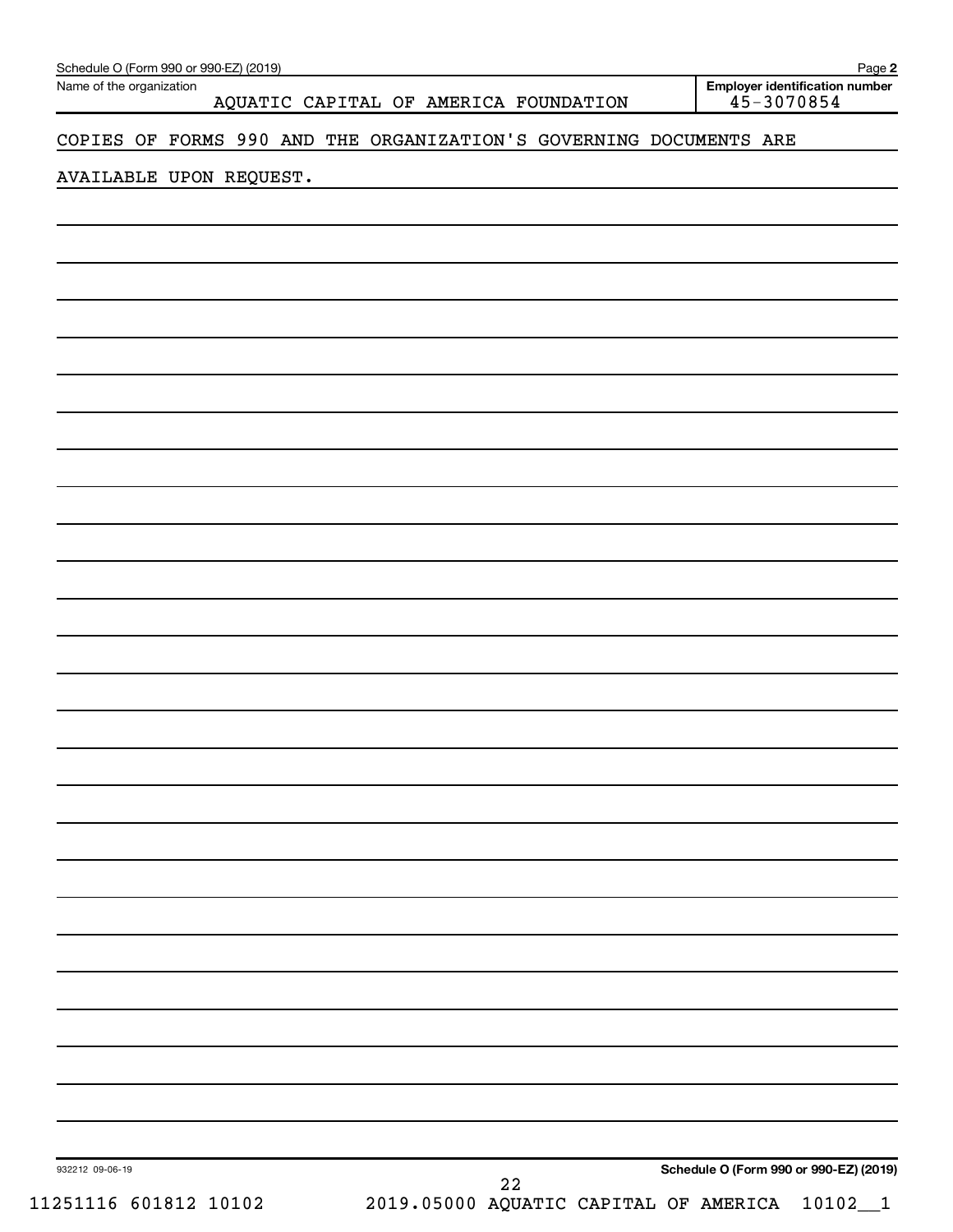Schedule O (Form 990 or 990-EZ) (2019) Page 2

Name of the organization: AQUATIC CAPITAL OF AMERICA FOUNDATION

Employer identification number: 45-3070854

COPIES OF FORMS 990 AND THE ORGANIZATION'S GOVERNING DOCUMENTS ARE AVAILABLE UPON REQUEST.

932212 09-06-19

Schedule O (Form 990 or 990-EZ) (2019)

11251116 601812 10102 2019.05000 AQUATIC CAPITAL OF AMERICA 10102__1